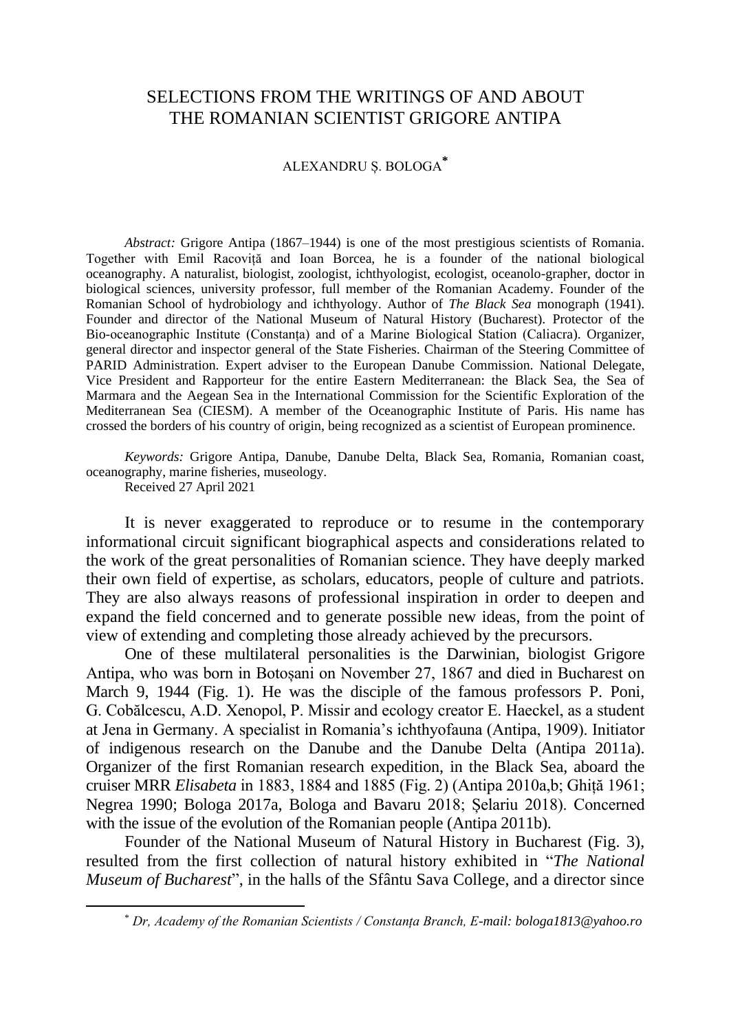# SELECTIONS FROM THE WRITINGS OF AND ABOUT THE ROMANIAN SCIENTIST GRIGORE ANTIPA

ALEXANDRU Ș. BOLOGA[*]

*Abstract:* Grigore Antipa (1867–1944) is one of the most prestigious scientists of Romania. Together with Emil Racoviță and Ioan Borcea, he is a founder of the national biological oceanography. A naturalist, biologist, zoologist, ichthyologist, ecologist, oceanolo-grapher, doctor in biological sciences, university professor, full member of the Romanian Academy. Founder of the Romanian School of hydrobiology and ichthyology. Author of *The Black Sea* monograph (1941). Founder and director of the National Museum of Natural History (Bucharest). Protector of the Bio-oceanographic Institute (Constanța) and of a Marine Biological Station (Caliacra). Organizer, general director and inspector general of the State Fisheries. Chairman of the Steering Committee of PARID Administration. Expert adviser to the European Danube Commission. National Delegate, Vice President and Rapporteur for the entire Eastern Mediterranean: the Black Sea, the Sea of Marmara and the Aegean Sea in the International Commission for the Scientific Exploration of the Mediterranean Sea (CIESM). A member of the Oceanographic Institute of Paris. His name has crossed the borders of his country of origin, being recognized as a scientist of European prominence.

*Keywords:* Grigore Antipa, Danube, Danube Delta, Black Sea, Romania, Romanian coast, oceanography, marine fisheries, museology.

Received 27 April 2021

It is never exaggerated to reproduce or to resume in the contemporary informational circuit significant biographical aspects and considerations related to the work of the great personalities of Romanian science. They have deeply marked their own field of expertise, as scholars, educators, people of culture and patriots. They are also always reasons of professional inspiration in order to deepen and expand the field concerned and to generate possible new ideas, from the point of view of extending and completing those already achieved by the precursors.

One of these multilateral personalities is the Darwinian, biologist Grigore Antipa, who was born in Botoșani on November 27, 1867 and died in Bucharest on March 9, 1944 (Fig. 1). He was the disciple of the famous professors P. Poni, G. Cobălcescu, A.D. Xenopol, P. Missir and ecology creator E. Haeckel, as a student at Jena in Germany. A specialist in Romania's ichthyofauna (Antipa, 1909). Initiator of indigenous research on the Danube and the Danube Delta (Antipa 2011a). Organizer of the first Romanian research expedition, in the Black Sea, aboard the cruiser MRR *Elisabeta* in 1883, 1884 and 1885 (Fig. 2) (Antipa 2010a,b; Ghiță 1961; Negrea 1990; Bologa 2017a, Bologa and Bavaru 2018; Șelariu 2018). Concerned with the issue of the evolution of the Romanian people (Antipa 2011b).

Founder of the National Museum of Natural History in Bucharest (Fig. 3), resulted from the first collection of natural history exhibited in "*The National Museum of Bucharest*", in the halls of the Sfântu Sava College, and a director since

[*] *Dr, Academy of the Romanian Scientists / Constanța Branch, E-mail: bologa1813@yahoo.ro*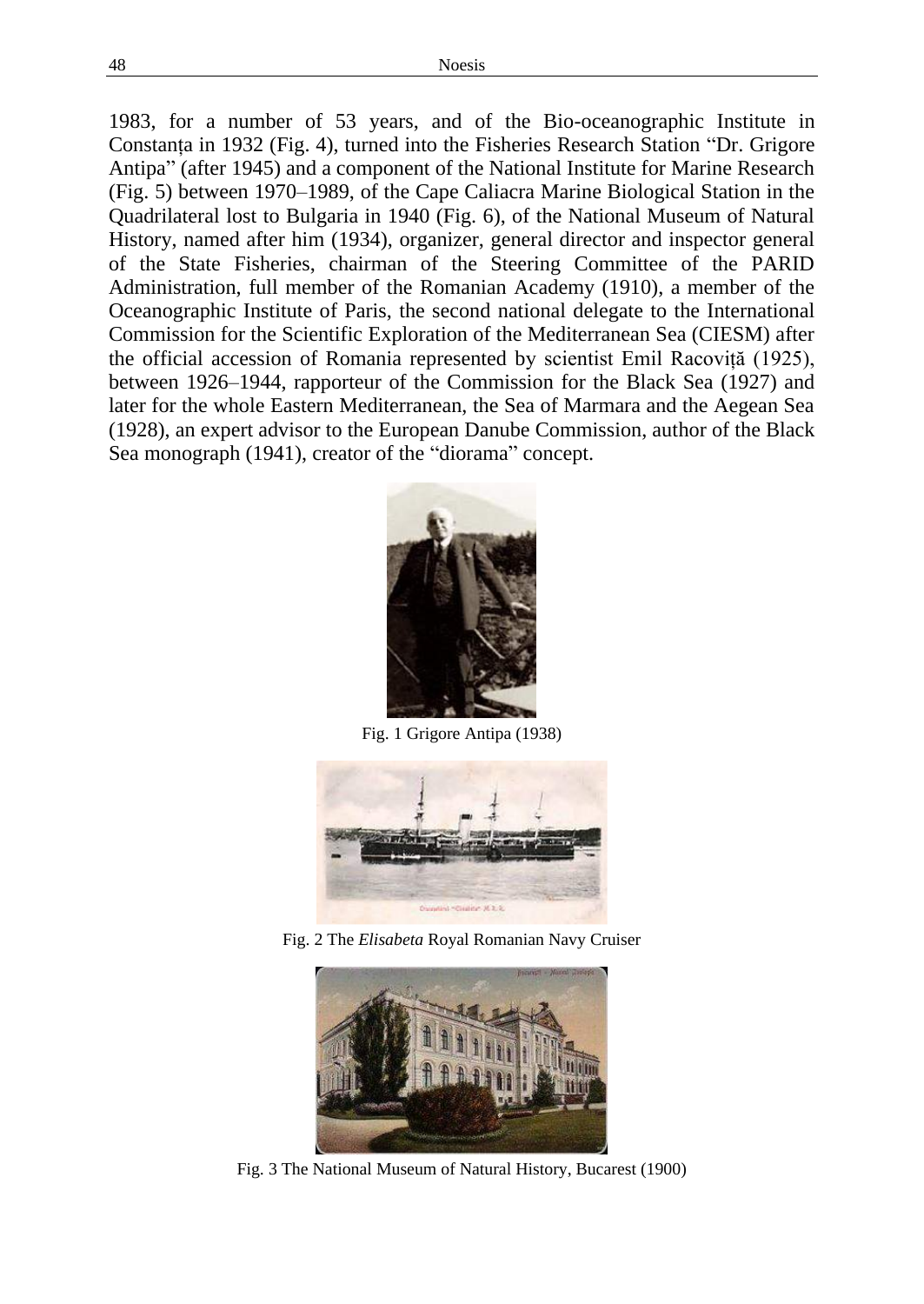1983, for a number of 53 years, and of the Bio-oceanographic Institute in Constanța in 1932 (Fig. 4), turned into the Fisheries Research Station "Dr. Grigore Antipa" (after 1945) and a component of the National Institute for Marine Research (Fig. 5) between 1970–1989, of the Cape Caliacra Marine Biological Station in the Quadrilateral lost to Bulgaria in 1940 (Fig. 6), of the National Museum of Natural History, named after him (1934), organizer, general director and inspector general of the State Fisheries, chairman of the Steering Committee of the PARID Administration, full member of the Romanian Academy (1910), a member of the Oceanographic Institute of Paris, the second national delegate to the International Commission for the Scientific Exploration of the Mediterranean Sea (CIESM) after the official accession of Romania represented by scientist Emil Racoviță (1925), between 1926–1944, rapporteur of the Commission for the Black Sea (1927) and later for the whole Eastern Mediterranean, the Sea of Marmara and the Aegean Sea (1928), an expert advisor to the European Danube Commission, author of the Black Sea monograph (1941), creator of the "diorama" concept.

Fig. 1 Grigore Antipa (1938)

Fig. 2 The *Elisabeta* Royal Romanian Navy Cruiser

Fig. 3 The National Museum of Natural History, Bucarest (1900)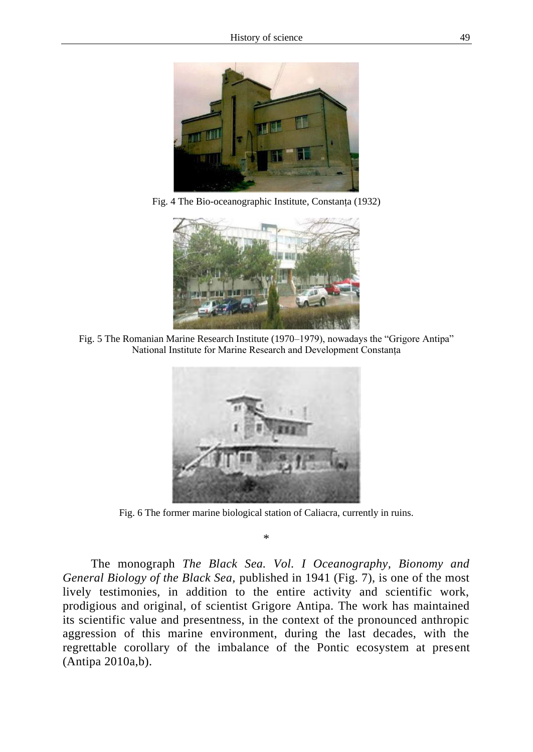Fig. 4 The Bio-oceanographic Institute, Constanța (1932)

Fig. 5 The Romanian Marine Research Institute (1970–1979), nowadays the "Grigore Antipa" National Institute for Marine Research and Development Constanța

Fig. 6 The former marine biological station of Caliacra, currently in ruins.

*

The monograph *The Black Sea. Vol. I Oceanography, Bionomy and General Biology of the Black Sea*, published in 1941 (Fig. 7), is one of the most lively testimonies, in addition to the entire activity and scientific work, prodigious and original, of scientist Grigore Antipa. The work has maintained its scientific value and presentness, in the context of the pronounced anthropic aggression of this marine environment, during the last decades, with the regrettable corollary of the imbalance of the Pontic ecosystem at present (Antipa 2010a,b).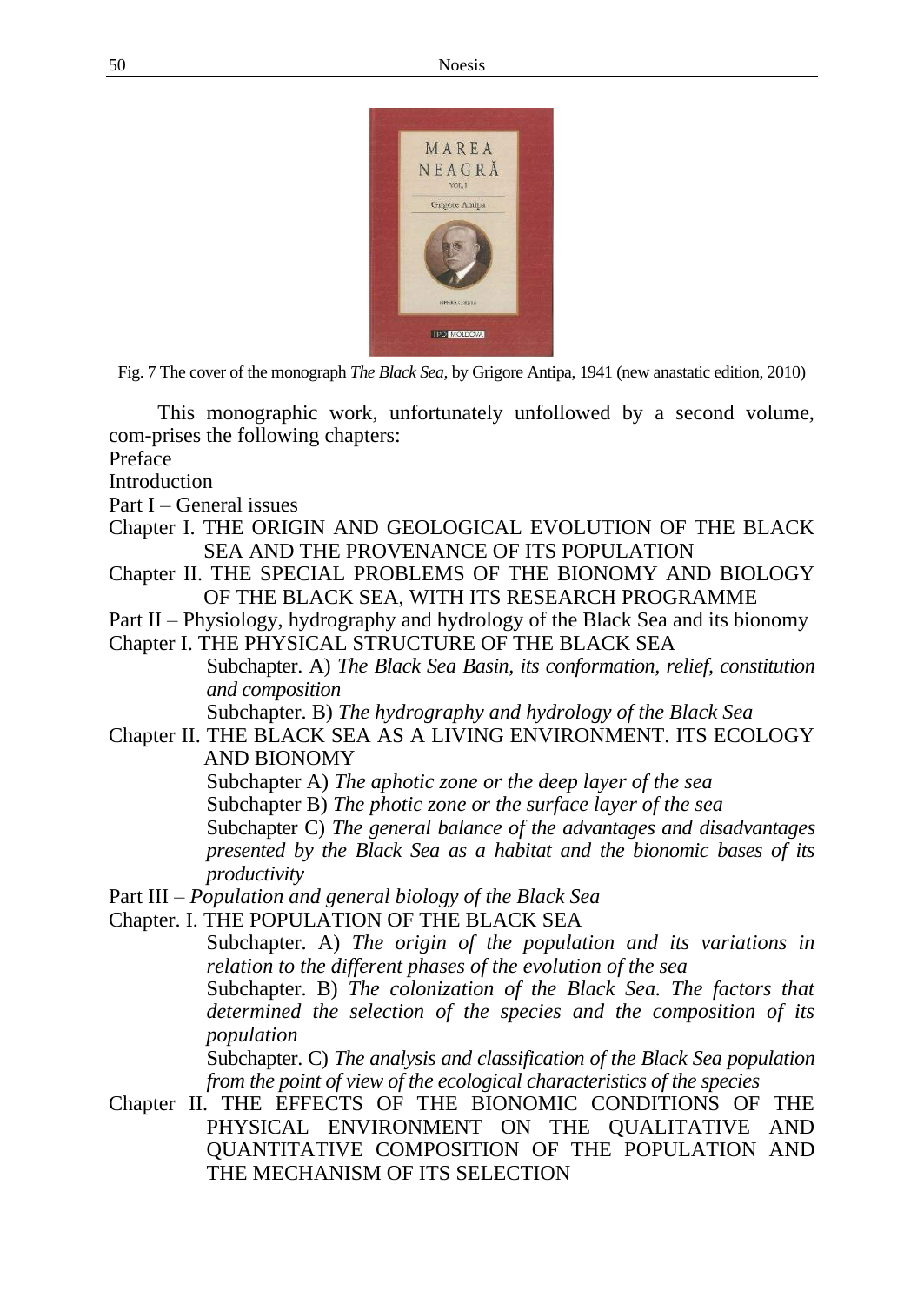Fig. 7 The cover of the monograph *The Black Sea*, by Grigore Antipa, 1941 (new anastatic edition, 2010)

This monographic work, unfortunately unfollowed by a second volume, com-prises the following chapters:

Preface

Introduction

Part I – General issues

Chapter I. THE ORIGIN AND GEOLOGICAL EVOLUTION OF THE BLACK SEA AND THE PROVENANCE OF ITS POPULATION

Chapter II. THE SPECIAL PROBLEMS OF THE BIONOMY AND BIOLOGY OF THE BLACK SEA, WITH ITS RESEARCH PROGRAMME

Part II – Physiology, hydrography and hydrology of the Black Sea and its bionomy

Chapter I. THE PHYSICAL STRUCTURE OF THE BLACK SEA

Subchapter. A) *The Black Sea Basin, its conformation, relief, constitution and composition*

Subchapter. B) *The hydrography and hydrology of the Black Sea*

Chapter II. THE BLACK SEA AS A LIVING ENVIRONMENT. ITS ECOLOGY AND BIONOMY

Subchapter A) *The aphotic zone or the deep layer of the sea*

Subchapter B) *The photic zone or the surface layer of the sea*

Subchapter C) *The general balance of the advantages and disadvantages presented by the Black Sea as a habitat and the bionomic bases of its productivity*

Part III – *Population and general biology of the Black Sea*

Chapter. I. THE POPULATION OF THE BLACK SEA

Subchapter. A) *The origin of the population and its variations in relation to the different phases of the evolution of the sea*

Subchapter. B) *The colonization of the Black Sea. The factors that determined the selection of the species and the composition of its population*

Subchapter. C) *The analysis and classification of the Black Sea population from the point of view of the ecological characteristics of the species*

Chapter II. THE EFFECTS OF THE BIONOMIC CONDITIONS OF THE PHYSICAL ENVIRONMENT ON THE QUALITATIVE AND QUANTITATIVE COMPOSITION OF THE POPULATION AND THE MECHANISM OF ITS SELECTION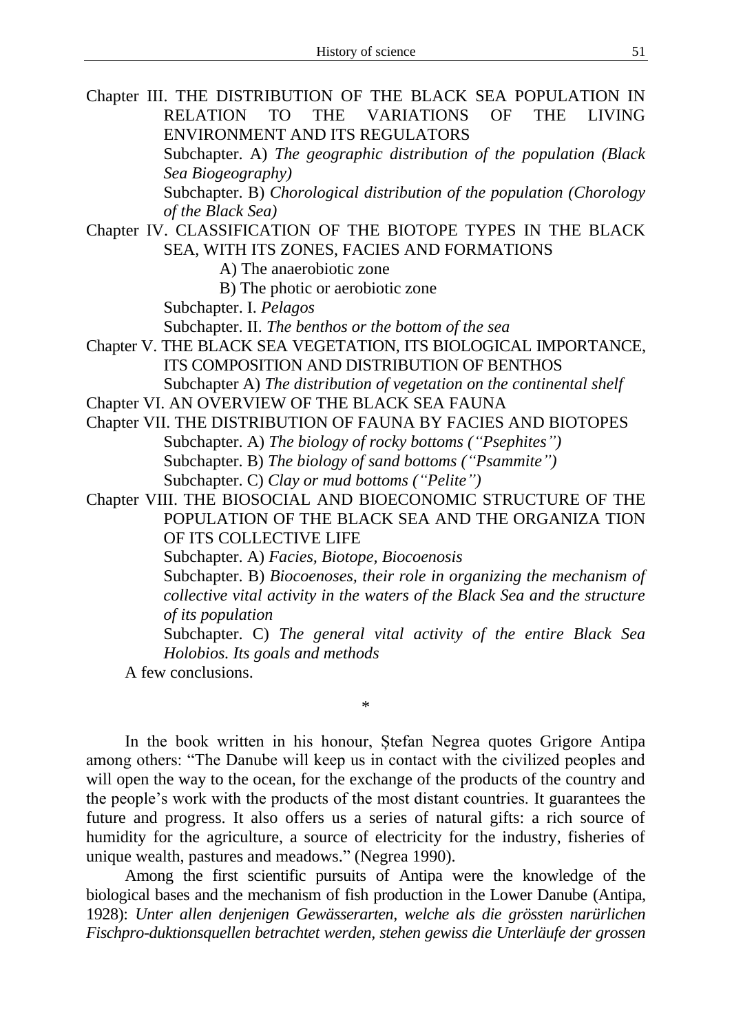Chapter III. THE DISTRIBUTION OF THE BLACK SEA POPULATION IN RELATION TO THE VARIATIONS OF THE LIVING ENVIRONMENT AND ITS REGULATORS

Subchapter. A) *The geographic distribution of the population (Black Sea Biogeography)*

Subchapter. B) *Chorological distribution of the population (Chorology of the Black Sea)*

Chapter IV. CLASSIFICATION OF THE BIOTOPE TYPES IN THE BLACK SEA, WITH ITS ZONES, FACIES AND FORMATIONS

A) The anaerobiotic zone

B) The photic or aerobiotic zone

Subchapter. I. *Pelagos*

Subchapter. II. *The benthos or the bottom of the sea*

Chapter V. THE BLACK SEA VEGETATION, ITS BIOLOGICAL IMPORTANCE, ITS COMPOSITION AND DISTRIBUTION OF BENTHOS

Subchapter A) *The distribution of vegetation on the continental shelf*

Chapter VI. AN OVERVIEW OF THE BLACK SEA FAUNA

Chapter VII. THE DISTRIBUTION OF FAUNA BY FACIES AND BIOTOPES

Subchapter. A) *The biology of rocky bottoms ("Psephites")*

Subchapter. B) *The biology of sand bottoms ("Psammite")*

Subchapter. C) *Clay or mud bottoms ("Pelite")*

Chapter VIII. THE BIOSOCIAL AND BIOECONOMIC STRUCTURE OF THE POPULATION OF THE BLACK SEA AND THE ORGANIZA TION OF ITS COLLECTIVE LIFE

Subchapter. A) *Facies, Biotope, Biocoenosis*

Subchapter. B) *Biocoenoses, their role in organizing the mechanism of collective vital activity in the waters of the Black Sea and the structure of its population*

Subchapter. C) *The general vital activity of the entire Black Sea Holobios. Its goals and methods*

A few conclusions.

*

In the book written in his honour, Ștefan Negrea quotes Grigore Antipa among others: "The Danube will keep us in contact with the civilized peoples and will open the way to the ocean, for the exchange of the products of the country and the people's work with the products of the most distant countries. It guarantees the future and progress. It also offers us a series of natural gifts: a rich source of humidity for the agriculture, a source of electricity for the industry, fisheries of unique wealth, pastures and meadows." (Negrea 1990).

Among the first scientific pursuits of Antipa were the knowledge of the biological bases and the mechanism of fish production in the Lower Danube (Antipa, 1928): *Unter allen denjenigen Gewässerarten, welche als die grössten narürlichen Fischpro-duktionsquellen betrachtet werden, stehen gewiss die Unterläufe der grossen*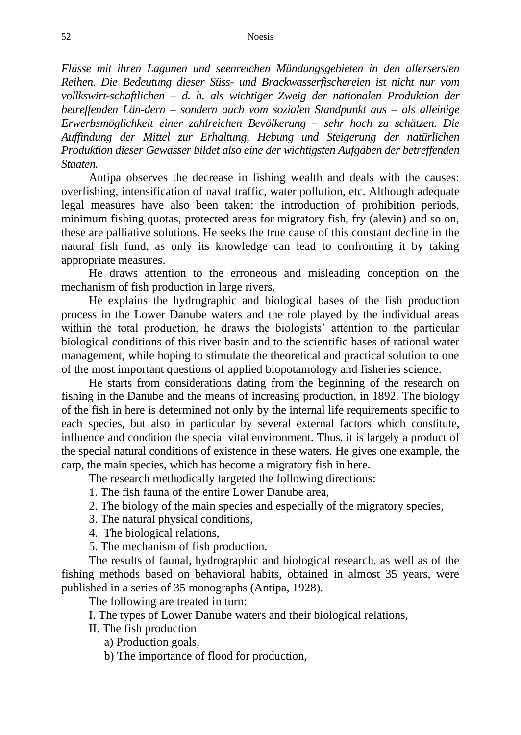*Flüsse mit ihren Lagunen und seenreichen Mündungsgebieten in den allersersten Reihen. Die Bedeutung dieser Süss- und Brackwasserfischereien ist nicht nur vom vollkswirt-schaftlichen – d. h. als wichtiger Zweig der nationalen Produktion der betreffenden Län-dern – sondern auch vom sozialen Standpunkt aus – als alleinige Erwerbsmöglichkeit einer zahlreichen Bevölkerung – sehr hoch zu schätzen. Die Auffindung der Mittel zur Erhaltung, Hebung und Steigerung der natürlichen Produktion dieser Gewässer bildet also eine der wichtigsten Aufgaben der betreffenden Staaten.*

Antipa observes the decrease in fishing wealth and deals with the causes: overfishing, intensification of naval traffic, water pollution, etc. Although adequate legal measures have also been taken: the introduction of prohibition periods, minimum fishing quotas, protected areas for migratory fish, fry (alevin) and so on, these are palliative solutions. He seeks the true cause of this constant decline in the natural fish fund, as only its knowledge can lead to confronting it by taking appropriate measures.

He draws attention to the erroneous and misleading conception on the mechanism of fish production in large rivers.

He explains the hydrographic and biological bases of the fish production process in the Lower Danube waters and the role played by the individual areas within the total production, he draws the biologists' attention to the particular biological conditions of this river basin and to the scientific bases of rational water management, while hoping to stimulate the theoretical and practical solution to one of the most important questions of applied biopotamology and fisheries science.

He starts from considerations dating from the beginning of the research on fishing in the Danube and the means of increasing production, in 1892. The biology of the fish in here is determined not only by the internal life requirements specific to each species, but also in particular by several external factors which constitute, influence and condition the special vital environment. Thus, it is largely a product of the special natural conditions of existence in these waters. He gives one example, the carp, the main species, which has become a migratory fish in here.

The research methodically targeted the following directions:

1. The fish fauna of the entire Lower Danube area,
2. The biology of the main species and especially of the migratory species,
3. The natural physical conditions,
4. The biological relations,
5. The mechanism of fish production.

The results of faunal, hydrographic and biological research, as well as of the fishing methods based on behavioral habits, obtained in almost 35 years, were published in a series of 35 monographs (Antipa, 1928).

The following are treated in turn:

I. The types of Lower Danube waters and their biological relations,

II. The fish production

  a) Production goals,

  b) The importance of flood for production,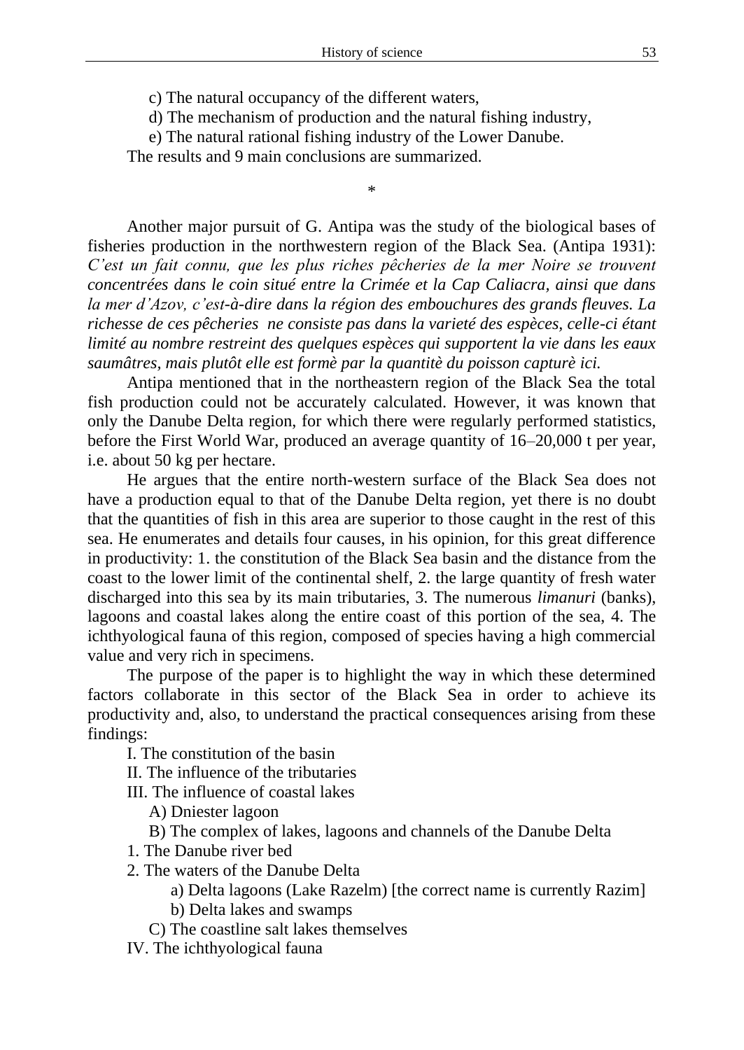c) The natural occupancy of the different waters,

d) The mechanism of production and the natural fishing industry,

e) The natural rational fishing industry of the Lower Danube.

The results and 9 main conclusions are summarized.

*

Another major pursuit of G. Antipa was the study of the biological bases of fisheries production in the northwestern region of the Black Sea. (Antipa 1931): *C'est un fait connu, que les plus riches pêcheries de la mer Noire se trouvent concentrées dans le coin situé entre la Crimée et la Cap Caliacra, ainsi que dans la mer d'Azov, c'est-à-dire dans la région des embouchures des grands fleuves. La richesse de ces pêcheries ne consiste pas dans la varieté des espèces, celle-ci étant limité au nombre restreint des quelques espèces qui supportent la vie dans les eaux saumâtres, mais plutôt elle est formè par la quantitè du poisson capturè ici.*

Antipa mentioned that in the northeastern region of the Black Sea the total fish production could not be accurately calculated. However, it was known that only the Danube Delta region, for which there were regularly performed statistics, before the First World War, produced an average quantity of 16–20,000 t per year, i.e. about 50 kg per hectare.

He argues that the entire north-western surface of the Black Sea does not have a production equal to that of the Danube Delta region, yet there is no doubt that the quantities of fish in this area are superior to those caught in the rest of this sea. He enumerates and details four causes, in his opinion, for this great difference in productivity: 1. the constitution of the Black Sea basin and the distance from the coast to the lower limit of the continental shelf, 2. the large quantity of fresh water discharged into this sea by its main tributaries, 3. The numerous *limanuri* (banks), lagoons and coastal lakes along the entire coast of this portion of the sea, 4. The ichthyological fauna of this region, composed of species having a high commercial value and very rich in specimens.

The purpose of the paper is to highlight the way in which these determined factors collaborate in this sector of the Black Sea in order to achieve its productivity and, also, to understand the practical consequences arising from these findings:

I. The constitution of the basin

II. The influence of the tributaries

III. The influence of coastal lakes

A) Dniester lagoon

B) The complex of lakes, lagoons and channels of the Danube Delta

1. The Danube river bed

2. The waters of the Danube Delta

a) Delta lagoons (Lake Razelm) [the correct name is currently Razim]

b) Delta lakes and swamps

C) The coastline salt lakes themselves

IV. The ichthyological fauna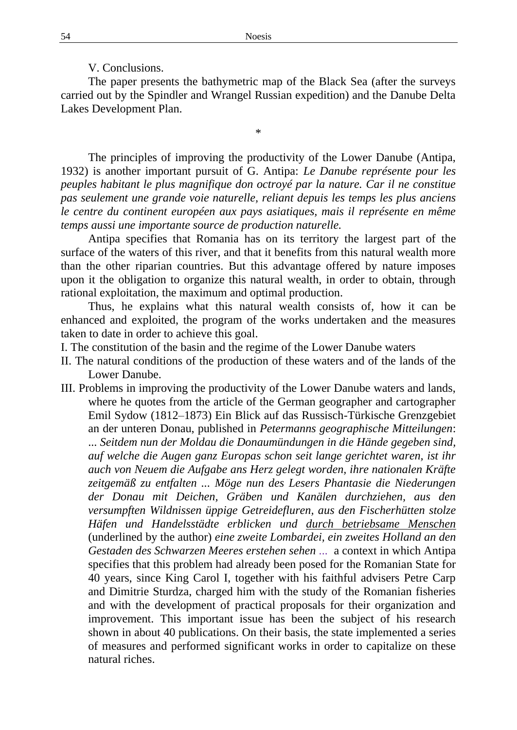V. Conclusions.

The paper presents the bathymetric map of the Black Sea (after the surveys carried out by the Spindler and Wrangel Russian expedition) and the Danube Delta Lakes Development Plan.

*

The principles of improving the productivity of the Lower Danube (Antipa, 1932) is another important pursuit of G. Antipa: *Le Danube représente pour les peuples habitant le plus magnifique don octroyé par la nature. Car il ne constitue pas seulement une grande voie naturelle, reliant depuis les temps les plus anciens le centre du continent européen aux pays asiatiques, mais il représente en même temps aussi une importante source de production naturelle.*

Antipa specifies that Romania has on its territory the largest part of the surface of the waters of this river, and that it benefits from this natural wealth more than the other riparian countries. But this advantage offered by nature imposes upon it the obligation to organize this natural wealth, in order to obtain, through rational exploitation, the maximum and optimal production.

Thus, he explains what this natural wealth consists of, how it can be enhanced and exploited, the program of the works undertaken and the measures taken to date in order to achieve this goal.

I. The constitution of the basin and the regime of the Lower Danube waters

II. The natural conditions of the production of these waters and of the lands of the Lower Danube.

III. Problems in improving the productivity of the Lower Danube waters and lands, where he quotes from the article of the German geographer and cartographer Emil Sydow (1812–1873) Ein Blick auf das Russisch-Türkische Grenzgebiet an der unteren Donau, published in *Petermanns geographische Mitteilungen*: *... Seitdem nun der Moldau die Donaumündungen in die Hände gegeben sind, auf welche die Augen ganz Europas schon seit lange gerichtet waren, ist ihr auch von Neuem die Aufgabe ans Herz gelegt worden, ihre nationalen Kräfte zeitgemäß zu entfalten ... Möge nun des Lesers Phantasie die Niederungen der Donau mit Deichen, Gräben und Kanälen durchziehen, aus den versumpften Wildnissen üppige Getreidefluren, aus den Fischerhütten stolze Häfen und Handelsstädte erblicken und* <u>*durch betriebsame Menschen*</u> (underlined by the author) *eine zweite Lombardei, ein zweites Holland an den Gestaden des Schwarzen Meeres erstehen sehen ...* a context in which Antipa specifies that this problem had already been posed for the Romanian State for 40 years, since King Carol I, together with his faithful advisers Petre Carp and Dimitrie Sturdza, charged him with the study of the Romanian fisheries and with the development of practical proposals for their organization and improvement. This important issue has been the subject of his research shown in about 40 publications. On their basis, the state implemented a series of measures and performed significant works in order to capitalize on these natural riches.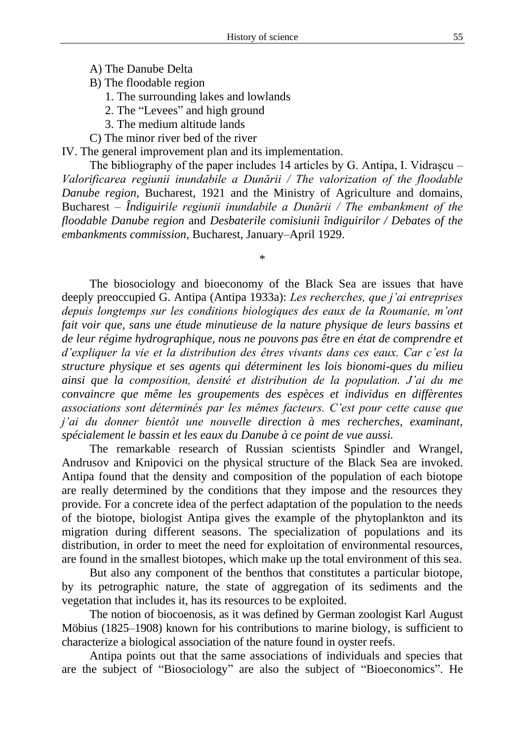A) The Danube Delta

B) The floodable region

   1. The surrounding lakes and lowlands
   2. The "Levees" and high ground
   3. The medium altitude lands

C) The minor river bed of the river

IV. The general improvement plan and its implementation.

The bibliography of the paper includes 14 articles by G. Antipa, I. Vidrașcu – *Valorificarea regiunii inundabile a Dunării / The valorization of the floodable Danube region,* Bucharest, 1921 and the Ministry of Agriculture and domains, Bucharest – *Îndiguirile regiunii inundabile a Dunării / The embankment of the floodable Danube region* and *Desbaterile comisiunii îndiguirilor / Debates of the embankments commission*, Bucharest, January–April 1929.

*

The biosociology and bioeconomy of the Black Sea are issues that have deeply preoccupied G. Antipa (Antipa 1933a): *Les recherches, que j'ai entreprises depuis longtemps sur les conditions biologiques des eaux de la Roumanie, m'ont fait voir que, sans une étude minutieuse de la nature physique de leurs bassins et de leur régime hydrographique, nous ne pouvons pas être en état de comprendre et d'expliquer la vie et la distribution des êtres vivants dans ces eaux. Car c'est la structure physique et ses agents qui déterminent les lois bionomi-ques du milieu ainsi que la composition, densité et distribution de la population. J'ai du me convaincre que même les groupements des espèces et individus en diffèrentes associations sont déterminés par les mêmes facteurs. C'est pour cette cause que j'ai du donner bientôt une nouvelle direction à mes recherches, examinant, spécialement le bassin et les eaux du Danube à ce point de vue aussi.*

The remarkable research of Russian scientists Spindler and Wrangel, Andrusov and Knipovici on the physical structure of the Black Sea are invoked. Antipa found that the density and composition of the population of each biotope are really determined by the conditions that they impose and the resources they provide. For a concrete idea of the perfect adaptation of the population to the needs of the biotope, biologist Antipa gives the example of the phytoplankton and its migration during different seasons. The specialization of populations and its distribution, in order to meet the need for exploitation of environmental resources, are found in the smallest biotopes, which make up the total environment of this sea.

But also any component of the benthos that constitutes a particular biotope, by its petrographic nature, the state of aggregation of its sediments and the vegetation that includes it, has its resources to be exploited.

The notion of biocoenosis, as it was defined by German zoologist Karl August Möbius (1825–1908) known for his contributions to marine biology, is sufficient to characterize a biological association of the nature found in oyster reefs.

Antipa points out that the same associations of individuals and species that are the subject of "Biosociology" are also the subject of "Bioeconomics". He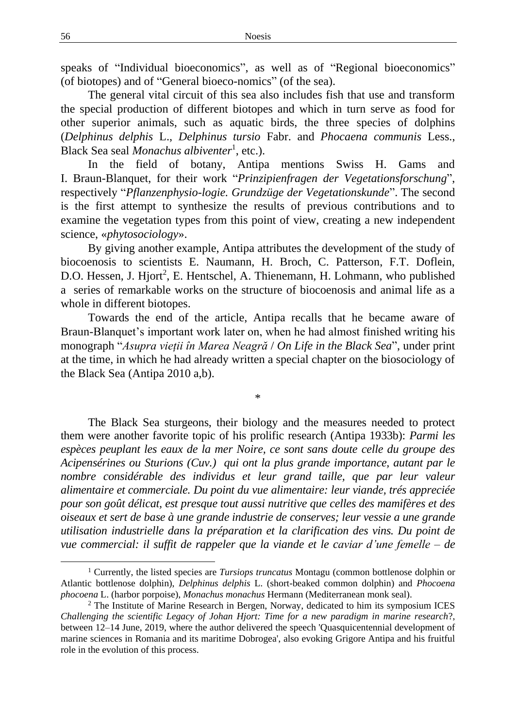speaks of "Individual bioeconomics", as well as of "Regional bioeconomics" (of biotopes) and of "General bioeco-nomics" (of the sea).

The general vital circuit of this sea also includes fish that use and transform the special production of different biotopes and which in turn serve as food for other superior animals, such as aquatic birds, the three species of dolphins (*Delphinus delphis* L., *Delphinus tursio* Fabr. and *Phocaena communis* Less., Black Sea seal *Monachus albiventer*[1], etc.).

In the field of botany, Antipa mentions Swiss H. Gams and I. Braun-Blanquet, for their work "*Prinzipienfragen der Vegetationsforschung*", respectively "*Pflanzenphysio-logie. Grundzüge der Vegetationskunde*". The second is the first attempt to synthesize the results of previous contributions and to examine the vegetation types from this point of view, creating a new independent science, «*phytosociology*».

By giving another example, Antipa attributes the development of the study of biocoenosis to scientists E. Naumann, H. Broch, C. Patterson, F.T. Doflein, D.O. Hessen, J. Hjort[2], E. Hentschel, A. Thienemann, H. Lohmann, who published a series of remarkable works on the structure of biocoenosis and animal life as a whole in different biotopes.

Towards the end of the article, Antipa recalls that he became aware of Braun-Blanquet's important work later on, when he had almost finished writing his monograph "*Asupra vieții în Marea Neagră* / *On Life in the Black Sea*", under print at the time, in which he had already written a special chapter on the biosociology of the Black Sea (Antipa 2010 a,b).

*

The Black Sea sturgeons, their biology and the measures needed to protect them were another favorite topic of his prolific research (Antipa 1933b): *Parmi les espèces peuplant les eaux de la mer Noire, ce sont sans doute celle du groupe des Acipensérines ou Sturions (Cuv.) qui ont la plus grande importance, autant par le nombre considérable des individus et leur grand taille, que par leur valeur alimentaire et commerciale. Du point du vue alimentaire: leur viande, trés appreciée pour son goût délicat, est presque tout aussi nutritive que celles des mamifères et des oiseaux et sert de base à une grande industrie de conserves; leur vessie a une grande utilisation industrielle dans la préparation et la clarification des vins. Du point de vue commercial: il suffit de rappeler que la viande et le caviar d'une femelle – de*

[1] Currently, the listed species are *Tursiops truncatus* Montagu (common bottlenose dolphin or Atlantic bottlenose dolphin), *Delphinus delphis* L. (short-beaked common dolphin) and *Phocoena phocoena* L. (harbor porpoise), *Monachus monachus* Hermann (Mediterranean monk seal).

[2] The Institute of Marine Research in Bergen, Norway, dedicated to him its symposium ICES *Challenging the scientific Legacy of Johan Hjort: Time for a new paradigm in marine research*?, between 12–14 June, 2019, where the author delivered the speech 'Quasquicentennial development of marine sciences in Romania and its maritime Dobrogea', also evoking Grigore Antipa and his fruitful role in the evolution of this process.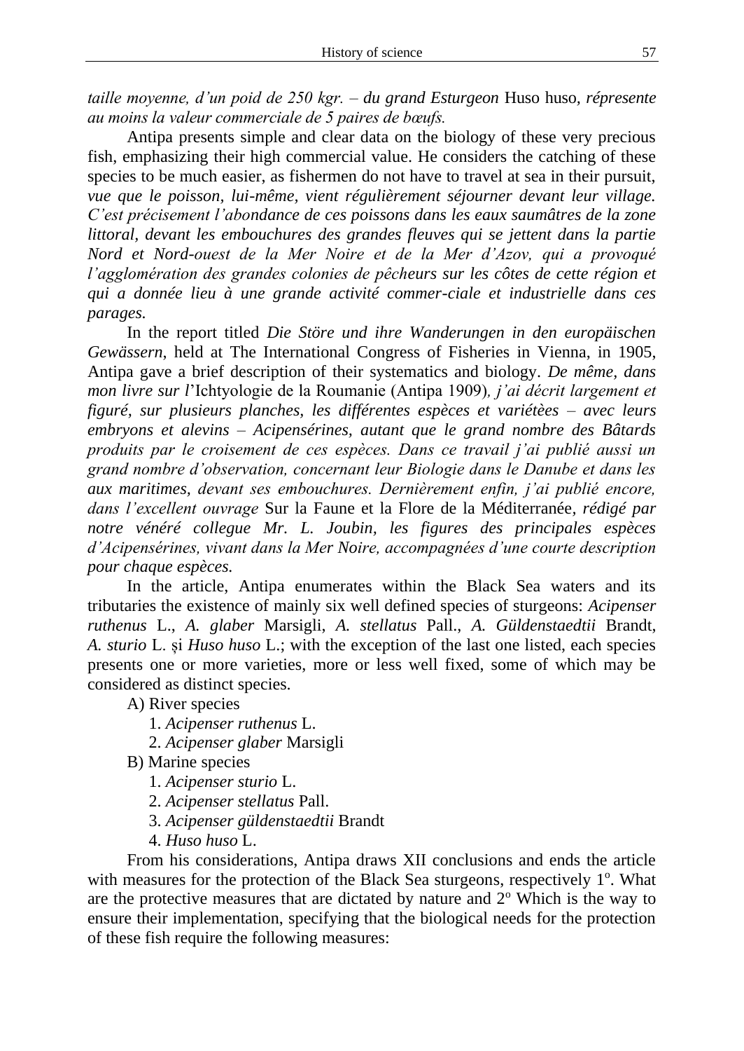*taille moyenne, d'un poid de 250 kgr. – du grand Esturgeon* Huso huso*, répresente au moins la valeur commerciale de 5 paires de bœufs.*

Antipa presents simple and clear data on the biology of these very precious fish, emphasizing their high commercial value. He considers the catching of these species to be much easier, as fishermen do not have to travel at sea in their pursuit, *vue que le poisson, lui-même, vient régulièrement séjourner devant leur village. C'est précisement l'abondance de ces poissons dans les eaux saumâtres de la zone littoral, devant les embouchures des grandes fleuves qui se jettent dans la partie Nord et Nord-ouest de la Mer Noire et de la Mer d'Azov, qui a provoqué l'agglomération des grandes colonies de pêcheurs sur les côtes de cette région et qui a donnée lieu à une grande activité commer-ciale et industrielle dans ces parages.*

In the report titled *Die Störe und ihre Wanderungen in den europäischen Gewässern*, held at The International Congress of Fisheries in Vienna, in 1905, Antipa gave a brief description of their systematics and biology. *De même, dans mon livre sur l'*Ichtyologie de la Roumanie (Antipa 1909)*, j'ai décrit largement et figuré, sur plusieurs planches, les différentes espèces et variétèes – avec leurs embryons et alevins – Acipensérines, autant que le grand nombre des Bâtards produits par le croisement de ces espèces. Dans ce travail j'ai publié aussi un grand nombre d'observation, concernant leur Biologie dans le Danube et dans les aux maritimes, devant ses embouchures. Dernièrement enfin, j'ai publié encore, dans l'excellent ouvrage* Sur la Faune et la Flore de la Méditerranée*, rédigé par notre vénéré collegue Mr. L. Joubin, les figures des principales espèces d'Acipensérines, vivant dans la Mer Noire, accompagnées d'une courte description pour chaque espèces.*

In the article, Antipa enumerates within the Black Sea waters and its tributaries the existence of mainly six well defined species of sturgeons: *Acipenser ruthenus* L., *A. glaber* Marsigli, *A. stellatus* Pall., *A. Güldenstaedtii* Brandt, *A. sturio* L. și *Huso huso* L.; with the exception of the last one listed, each species presents one or more varieties, more or less well fixed, some of which may be considered as distinct species.

A) River species

1. *Acipenser ruthenus* L.
2. *Acipenser glaber* Marsigli

B) Marine species

1. *Acipenser sturio* L.
2. *Acipenser stellatus* Pall.
3. *Acipenser güldenstaedtii* Brandt
4. *Huso huso* L.

From his considerations, Antipa draws XII conclusions and ends the article with measures for the protection of the Black Sea sturgeons, respectively 1º. What are the protective measures that are dictated by nature and 2º Which is the way to ensure their implementation, specifying that the biological needs for the protection of these fish require the following measures: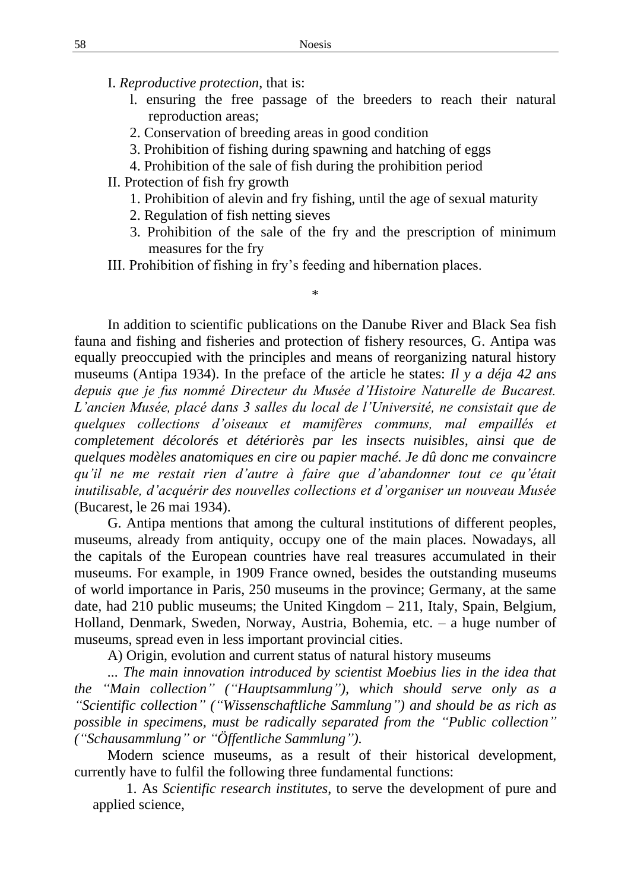I. *Reproductive protection*, that is:

1. ensuring the free passage of the breeders to reach their natural reproduction areas;
2. Conservation of breeding areas in good condition
3. Prohibition of fishing during spawning and hatching of eggs
4. Prohibition of the sale of fish during the prohibition period

II. Protection of fish fry growth

1. Prohibition of alevin and fry fishing, until the age of sexual maturity
2. Regulation of fish netting sieves
3. Prohibition of the sale of the fry and the prescription of minimum measures for the fry

III. Prohibition of fishing in fry's feeding and hibernation places.

\*

In addition to scientific publications on the Danube River and Black Sea fish fauna and fishing and fisheries and protection of fishery resources, G. Antipa was equally preoccupied with the principles and means of reorganizing natural history museums (Antipa 1934). In the preface of the article he states: *Il y a déja 42 ans depuis que je fus nommé Directeur du Musée d'Histoire Naturelle de Bucarest. L'ancien Musée, placé dans 3 salles du local de l'Université, ne consistait que de quelques collections d'oiseaux et mamifères communs, mal empaillés et completement décolorés et détériorès par les insects nuisibles, ainsi que de quelques modèles anatomiques en cire ou papier maché. Je dû donc me convaincre qu'il ne me restait rien d'autre à faire que d'abandonner tout ce qu'était inutilisable, d'acquérir des nouvelles collections et d'organiser un nouveau Musée* (Bucarest, le 26 mai 1934).

G. Antipa mentions that among the cultural institutions of different peoples, museums, already from antiquity, occupy one of the main places. Nowadays, all the capitals of the European countries have real treasures accumulated in their museums. For example, in 1909 France owned, besides the outstanding museums of world importance in Paris, 250 museums in the province; Germany, at the same date, had 210 public museums; the United Kingdom – 211, Italy, Spain, Belgium, Holland, Denmark, Sweden, Norway, Austria, Bohemia, etc. – a huge number of museums, spread even in less important provincial cities.

A) Origin, evolution and current status of natural history museums

*... The main innovation introduced by scientist Moebius lies in the idea that the "Main collection" ("Hauptsammlung"), which should serve only as a "Scientific collection" ("Wissenschaftliche Sammlung") and should be as rich as possible in specimens, must be radically separated from the "Public collection" ("Schausammlung" or "Öffentliche Sammlung").*

Modern science museums, as a result of their historical development, currently have to fulfil the following three fundamental functions:

1. As *Scientific research institutes*, to serve the development of pure and applied science,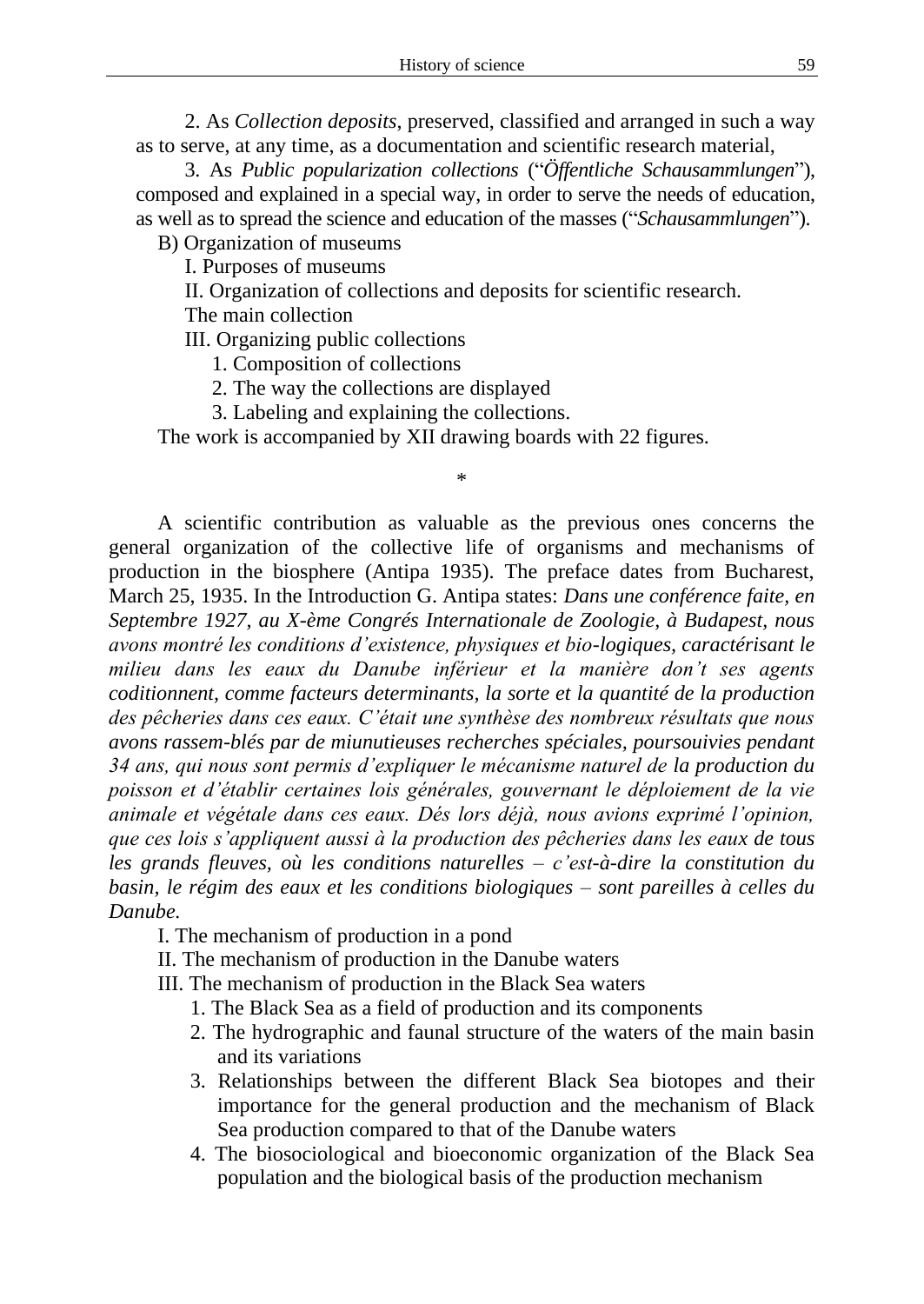2. As *Collection deposits*, preserved, classified and arranged in such a way as to serve, at any time, as a documentation and scientific research material,

3. As *Public popularization collections* ("*Öffentliche Schausammlungen*"), composed and explained in a special way, in order to serve the needs of education, as well as to spread the science and education of the masses ("*Schausammlungen*").

B) Organization of museums

I. Purposes of museums

II. Organization of collections and deposits for scientific research.

The main collection

III. Organizing public collections

1. Composition of collections
2. The way the collections are displayed
3. Labeling and explaining the collections.

The work is accompanied by XII drawing boards with 22 figures.

*

A scientific contribution as valuable as the previous ones concerns the general organization of the collective life of organisms and mechanisms of production in the biosphere (Antipa 1935). The preface dates from Bucharest, March 25, 1935. In the Introduction G. Antipa states: *Dans une conférence faite, en Septembre 1927, au X-ème Congrés Internationale de Zoologie, à Budapest, nous avons montré les conditions d'existence, physiques et bio-logiques, caractérisant le milieu dans les eaux du Danube inférieur et la manière don't ses agents coditionnent, comme facteurs determinants, la sorte et la quantité de la production des pêcheries dans ces eaux. C'était une synthèse des nombreux résultats que nous avons rassem-blés par de miunutieuses recherches spéciales, poursouivies pendant 34 ans, qui nous sont permis d'expliquer le mécanisme naturel de la production du poisson et d'établir certaines lois générales, gouvernant le déploiement de la vie animale et végétale dans ces eaux. Dés lors déjà, nous avions exprimé l'opinion, que ces lois s'appliquent aussi à la production des pêcheries dans les eaux de tous les grands fleuves, où les conditions naturelles – c'est-à-dire la constitution du basin, le régim des eaux et les conditions biologiques – sont pareilles à celles du Danube.*

I. The mechanism of production in a pond

II. The mechanism of production in the Danube waters

III. The mechanism of production in the Black Sea waters

1. The Black Sea as a field of production and its components
2. The hydrographic and faunal structure of the waters of the main basin and its variations
3. Relationships between the different Black Sea biotopes and their importance for the general production and the mechanism of Black Sea production compared to that of the Danube waters
4. The biosociological and bioeconomic organization of the Black Sea population and the biological basis of the production mechanism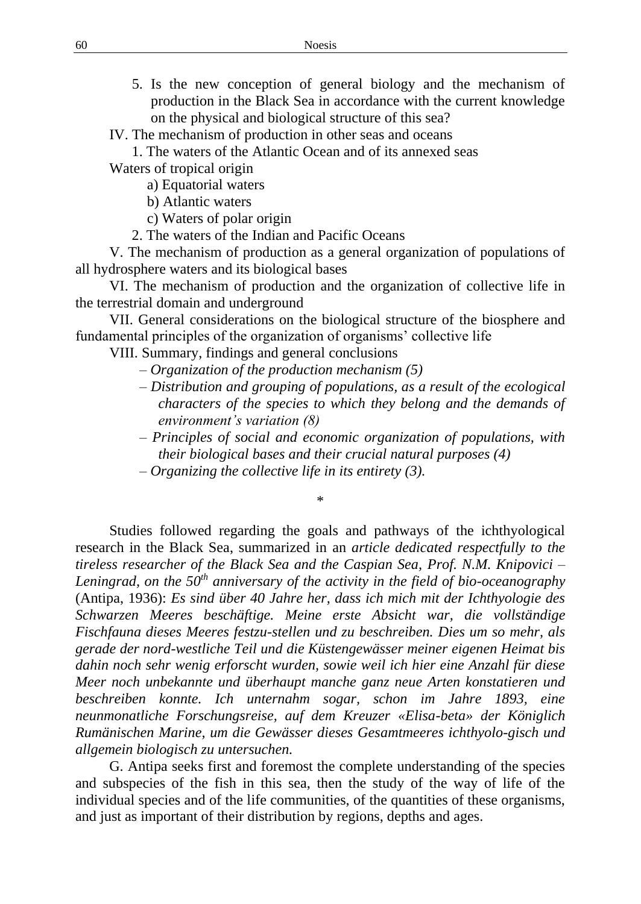5. Is the new conception of general biology and the mechanism of production in the Black Sea in accordance with the current knowledge on the physical and biological structure of this sea?

IV. The mechanism of production in other seas and oceans

1. The waters of the Atlantic Ocean and of its annexed seas

Waters of tropical origin

a) Equatorial waters

b) Atlantic waters

c) Waters of polar origin

2. The waters of the Indian and Pacific Oceans

V. The mechanism of production as a general organization of populations of all hydrosphere waters and its biological bases

VI. The mechanism of production and the organization of collective life in the terrestrial domain and underground

VII. General considerations on the biological structure of the biosphere and fundamental principles of the organization of organisms' collective life

VIII. Summary, findings and general conclusions

– *Organization of the production mechanism (5)*

– *Distribution and grouping of populations, as a result of the ecological characters of the species to which they belong and the demands of environment's variation (8)*

– *Principles of social and economic organization of populations, with their biological bases and their crucial natural purposes (4)*

– *Organizing the collective life in its entirety (3).*

*

Studies followed regarding the goals and pathways of the ichthyological research in the Black Sea, summarized in an *article dedicated respectfully to the tireless researcher of the Black Sea and the Caspian Sea, Prof. N.M. Knipovici – Leningrad, on the 50$^{th}$ anniversary of the activity in the field of bio-oceanography* (Antipa, 1936): *Es sind über 40 Jahre her, dass ich mich mit der Ichthyologie des Schwarzen Meeres beschäftige. Meine erste Absicht war, die vollständige Fischfauna dieses Meeres festzu-stellen und zu beschreiben. Dies um so mehr, als gerade der nord-westliche Teil und die Küstengewässer meiner eigenen Heimat bis dahin noch sehr wenig erforscht wurden, sowie weil ich hier eine Anzahl für diese Meer noch unbekannte und überhaupt manche ganz neue Arten konstatieren und beschreiben konnte. Ich unternahm sogar, schon im Jahre 1893, eine neunmonatliche Forschungsreise, auf dem Kreuzer «Elisa-beta» der Königlich Rumänischen Marine, um die Gewässer dieses Gesamtmeeres ichthyolo-gisch und allgemein biologisch zu untersuchen.*

G. Antipa seeks first and foremost the complete understanding of the species and subspecies of the fish in this sea, then the study of the way of life of the individual species and of the life communities, of the quantities of these organisms, and just as important of their distribution by regions, depths and ages.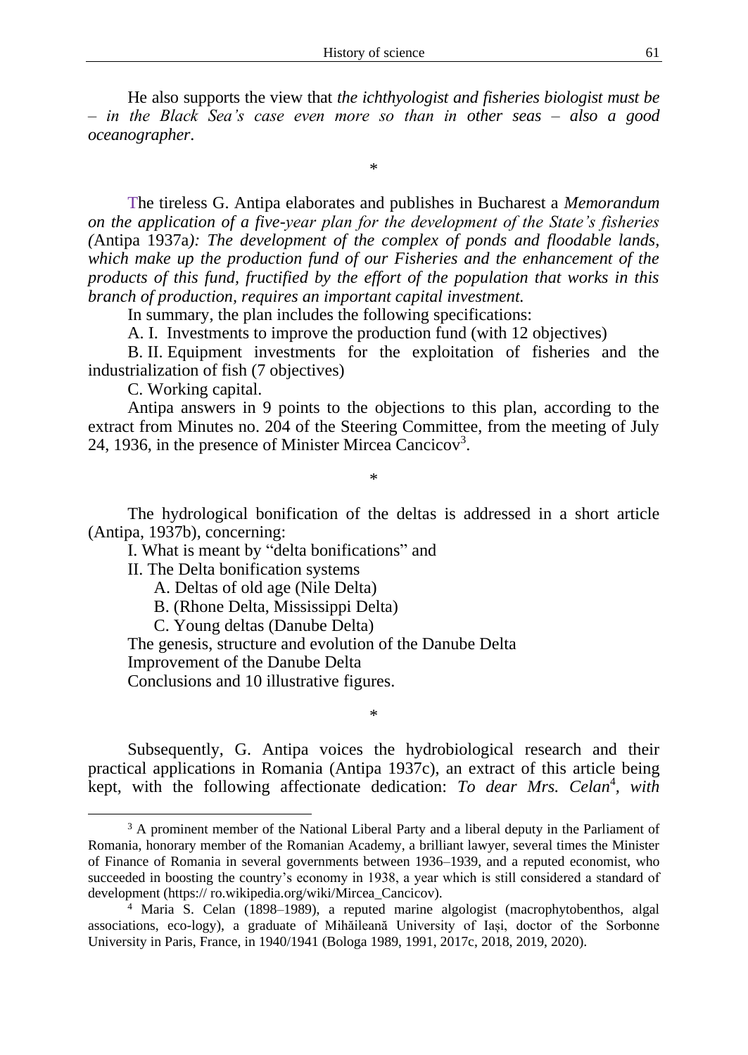He also supports the view that *the ichthyologist and fisheries biologist must be – in the Black Sea's case even more so than in other seas – also a good oceanographer*.

*

The tireless G. Antipa elaborates and publishes in Bucharest a *Memorandum on the application of a five-year plan for the development of the State's fisheries (*Antipa 1937a*): The development of the complex of ponds and floodable lands, which make up the production fund of our Fisheries and the enhancement of the products of this fund, fructified by the effort of the population that works in this branch of production, requires an important capital investment.*

In summary, the plan includes the following specifications:

A. I. Investments to improve the production fund (with 12 objectives)

B. II. Equipment investments for the exploitation of fisheries and the industrialization of fish (7 objectives)

C. Working capital.

Antipa answers in 9 points to the objections to this plan, according to the extract from Minutes no. 204 of the Steering Committee, from the meeting of July 24, 1936, in the presence of Minister Mircea Cancicov[3].

*

The hydrological bonification of the deltas is addressed in a short article (Antipa, 1937b), concerning:

I. What is meant by "delta bonifications" and

II. The Delta bonification systems

A. Deltas of old age (Nile Delta)

B. (Rhone Delta, Mississippi Delta)

C. Young deltas (Danube Delta)

The genesis, structure and evolution of the Danube Delta

Improvement of the Danube Delta

Conclusions and 10 illustrative figures.

*

Subsequently, G. Antipa voices the hydrobiological research and their practical applications in Romania (Antipa 1937c), an extract of this article being kept, with the following affectionate dedication: *To dear Mrs. Celan*[4]*, with*

---

[3] A prominent member of the National Liberal Party and a liberal deputy in the Parliament of Romania, honorary member of the Romanian Academy, a brilliant lawyer, several times the Minister of Finance of Romania in several governments between 1936–1939, and a reputed economist, who succeeded in boosting the country's economy in 1938, a year which is still considered a standard of development (https:// ro.wikipedia.org/wiki/Mircea_Cancicov).

[4] Maria S. Celan (1898–1989), a reputed marine algologist (macrophytobenthos, algal associations, eco-logy), a graduate of Mihăileană University of Iași, doctor of the Sorbonne University in Paris, France, in 1940/1941 (Bologa 1989, 1991, 2017c, 2018, 2019, 2020).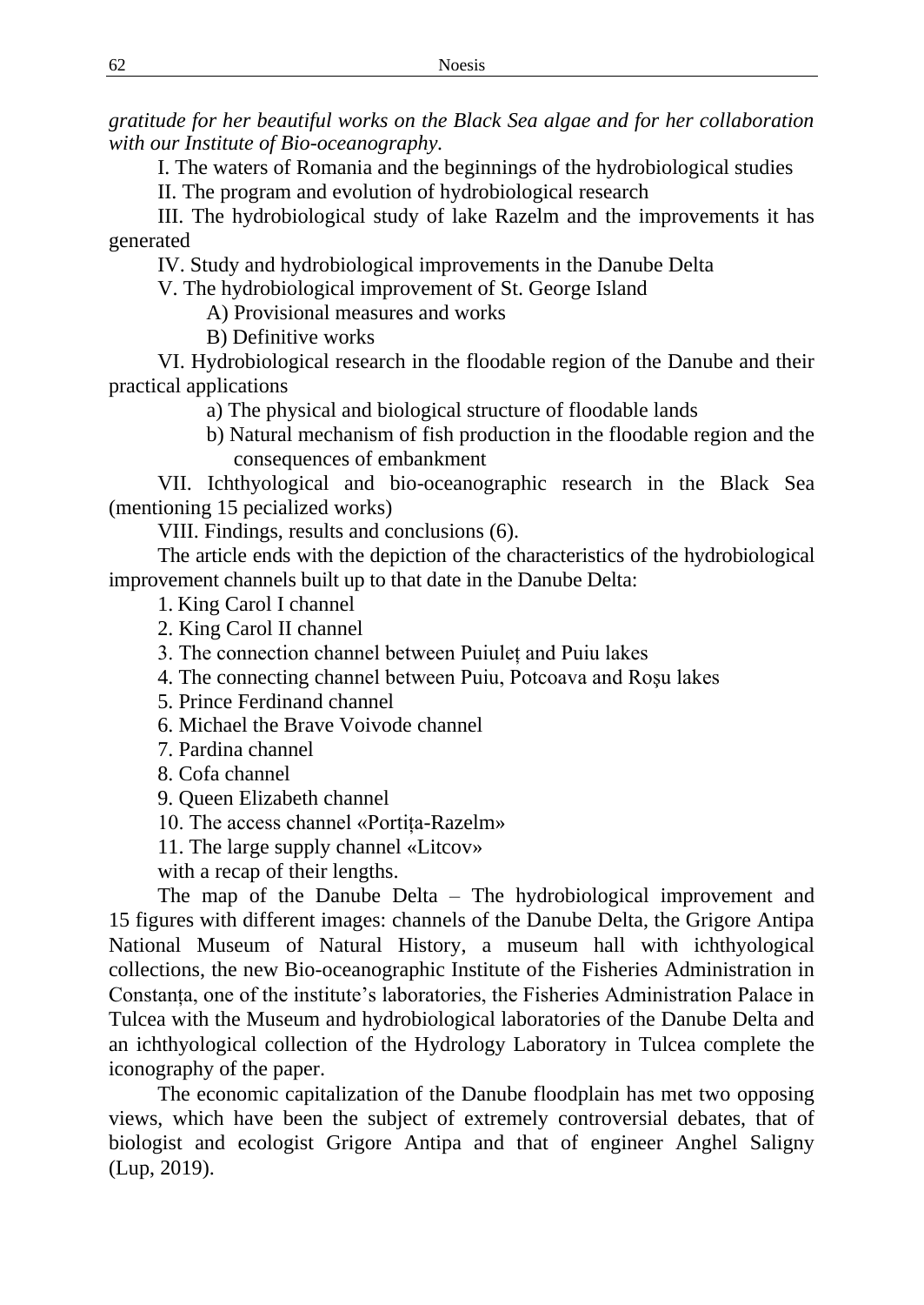*gratitude for her beautiful works on the Black Sea algae and for her collaboration with our Institute of Bio-oceanography.*

I. The waters of Romania and the beginnings of the hydrobiological studies

II. The program and evolution of hydrobiological research

III. The hydrobiological study of lake Razelm and the improvements it has generated

IV. Study and hydrobiological improvements in the Danube Delta

V. The hydrobiological improvement of St. George Island

A) Provisional measures and works

B) Definitive works

VI. Hydrobiological research in the floodable region of the Danube and their practical applications

a) The physical and biological structure of floodable lands

b) Natural mechanism of fish production in the floodable region and the consequences of embankment

VII. Ichthyological and bio-oceanographic research in the Black Sea (mentioning 15 pecialized works)

VIII. Findings, results and conclusions (6).

The article ends with the depiction of the characteristics of the hydrobiological improvement channels built up to that date in the Danube Delta:

1. King Carol I channel
2. King Carol II channel
3. The connection channel between Puiuleț and Puiu lakes
4. The connecting channel between Puiu, Potcoava and Roşu lakes
5. Prince Ferdinand channel
6. Michael the Brave Voivode channel
7. Pardina channel
8. Cofa channel
9. Queen Elizabeth channel
10. The access channel «Portița-Razelm»
11. The large supply channel «Litcov»

with a recap of their lengths.

The map of the Danube Delta – The hydrobiological improvement and 15 figures with different images: channels of the Danube Delta, the Grigore Antipa National Museum of Natural History, a museum hall with ichthyological collections, the new Bio-oceanographic Institute of the Fisheries Administration in Constanța, one of the institute's laboratories, the Fisheries Administration Palace in Tulcea with the Museum and hydrobiological laboratories of the Danube Delta and an ichthyological collection of the Hydrology Laboratory in Tulcea complete the iconography of the paper.

The economic capitalization of the Danube floodplain has met two opposing views, which have been the subject of extremely controversial debates, that of biologist and ecologist Grigore Antipa and that of engineer Anghel Saligny (Lup, 2019).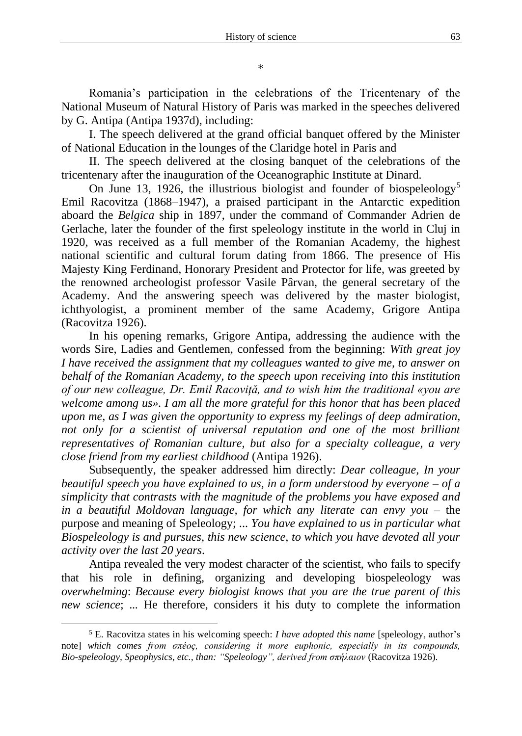*

Romania's participation in the celebrations of the Tricentenary of the National Museum of Natural History of Paris was marked in the speeches delivered by G. Antipa (Antipa 1937d), including:

I. The speech delivered at the grand official banquet offered by the Minister of National Education in the lounges of the Claridge hotel in Paris and

II. The speech delivered at the closing banquet of the celebrations of the tricentenary after the inauguration of the Oceanographic Institute at Dinard.

On June 13, 1926, the illustrious biologist and founder of biospeleology[5] Emil Racovitza (1868–1947), a praised participant in the Antarctic expedition aboard the *Belgica* ship in 1897, under the command of Commander Adrien de Gerlache, later the founder of the first speleology institute in the world in Cluj in 1920, was received as a full member of the Romanian Academy, the highest national scientific and cultural forum dating from 1866. The presence of His Majesty King Ferdinand, Honorary President and Protector for life, was greeted by the renowned archeologist professor Vasile Pârvan, the general secretary of the Academy. And the answering speech was delivered by the master biologist, ichthyologist, a prominent member of the same Academy, Grigore Antipa (Racovitza 1926).

In his opening remarks, Grigore Antipa, addressing the audience with the words Sire, Ladies and Gentlemen, confessed from the beginning: *With great joy I have received the assignment that my colleagues wanted to give me, to answer on behalf of the Romanian Academy, to the speech upon receiving into this institution of our new colleague, Dr. Emil Racoviță, and to wish him the traditional «you are welcome among us». I am all the more grateful for this honor that has been placed upon me, as I was given the opportunity to express my feelings of deep admiration, not only for a scientist of universal reputation and one of the most brilliant representatives of Romanian culture, but also for a specialty colleague, a very close friend from my earliest childhood* (Antipa 1926).

Subsequently, the speaker addressed him directly: *Dear colleague, In your beautiful speech you have explained to us, in a form understood by everyone – of a simplicity that contrasts with the magnitude of the problems you have exposed and in a beautiful Moldovan language, for which any literate can envy you* – the purpose and meaning of Speleology; ... *You have explained to us in particular what Biospeleology is and pursues, this new science, to which you have devoted all your activity over the last 20 years*.

Antipa revealed the very modest character of the scientist, who fails to specify that his role in defining, organizing and developing biospeleology was *overwhelming*: *Because every biologist knows that you are the true parent of this new science*; ... He therefore, considers it his duty to complete the information

[5] E. Racovitza states in his welcoming speech: *I have adopted this name* [speleology, author's note] *which comes from σπέος, considering it more euphonic, especially in its compounds, Bio-speleology, Speophysics, etc., than: "Speleology", derived from σπήλαιον* (Racovitza 1926).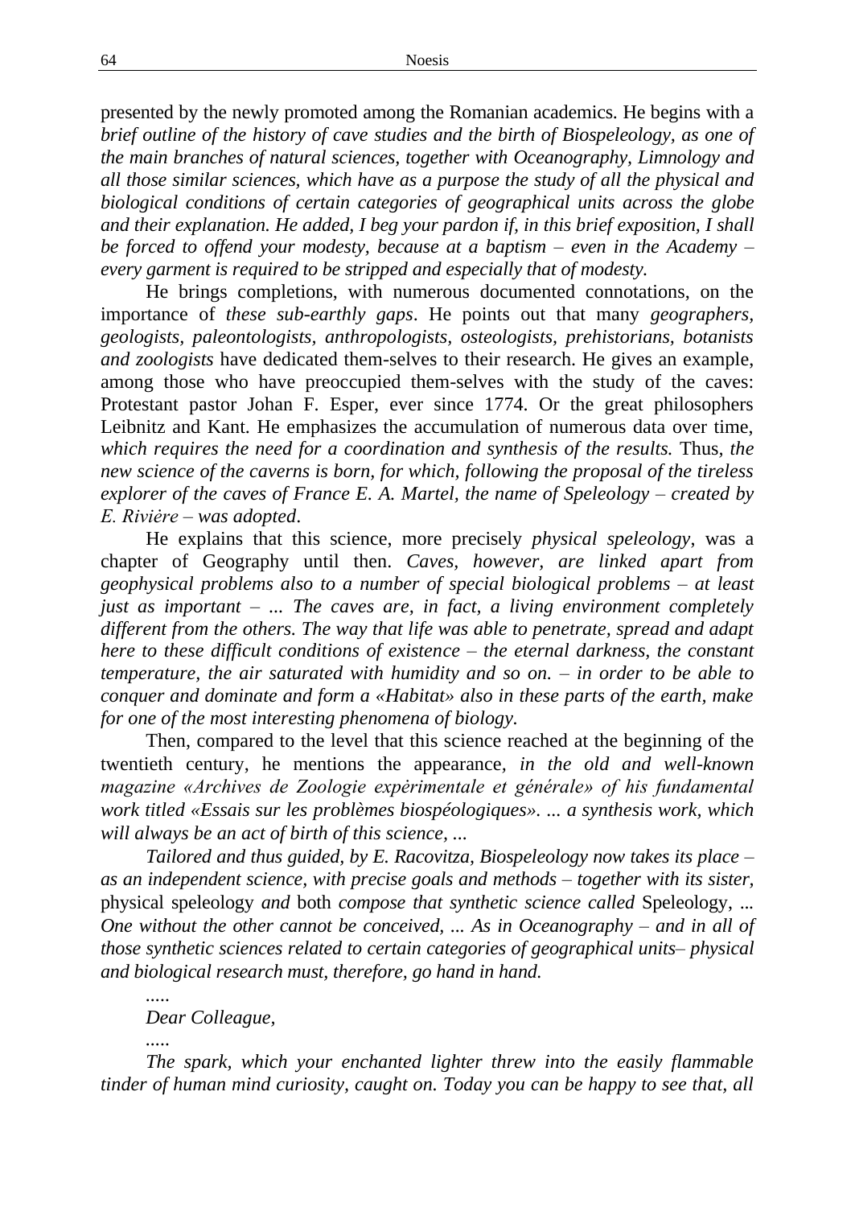presented by the newly promoted among the Romanian academics. He begins with a *brief outline of the history of cave studies and the birth of Biospeleology, as one of the main branches of natural sciences, together with Oceanography, Limnology and all those similar sciences, which have as a purpose the study of all the physical and biological conditions of certain categories of geographical units across the globe and their explanation. He added, I beg your pardon if, in this brief exposition, I shall be forced to offend your modesty, because at a baptism – even in the Academy – every garment is required to be stripped and especially that of modesty.*

He brings completions, with numerous documented connotations, on the importance of *these sub-earthly gaps*. He points out that many *geographers, geologists, paleontologists, anthropologists, osteologists, prehistorians, botanists and zoologists* have dedicated them-selves to their research. He gives an example, among those who have preoccupied them-selves with the study of the caves: Protestant pastor Johan F. Esper, ever since 1774. Or the great philosophers Leibnitz and Kant. He emphasizes the accumulation of numerous data over time, *which requires the need for a coordination and synthesis of the results.* Thus, *the new science of the caverns is born, for which, following the proposal of the tireless explorer of the caves of France E. A. Martel, the name of Speleology – created by E. Rivière – was adopted*.

He explains that this science, more precisely *physical speleology*, was a chapter of Geography until then. *Caves, however, are linked apart from geophysical problems also to a number of special biological problems – at least just as important – ... The caves are, in fact, a living environment completely different from the others. The way that life was able to penetrate, spread and adapt here to these difficult conditions of existence – the eternal darkness, the constant temperature, the air saturated with humidity and so on. – in order to be able to conquer and dominate and form a «Habitat» also in these parts of the earth, make for one of the most interesting phenomena of biology.*

Then, compared to the level that this science reached at the beginning of the twentieth century, he mentions the appearance, *in the old and well-known magazine «Archives de Zoologie expèrimentale et générale» of his fundamental work titled «Essais sur les problèmes biospéologiques». ... a synthesis work, which will always be an act of birth of this science, ...*

*Tailored and thus guided, by E. Racovitza, Biospeleology now takes its place – as an independent science, with precise goals and methods – together with its sister,* physical speleology *and* both *compose that synthetic science called* Speleology, *... One without the other cannot be conceived, ... As in Oceanography – and in all of those synthetic sciences related to certain categories of geographical units– physical and biological research must, therefore, go hand in hand.*

*.....*

*Dear Colleague,*

*.....*

*The spark, which your enchanted lighter threw into the easily flammable tinder of human mind curiosity, caught on. Today you can be happy to see that, all*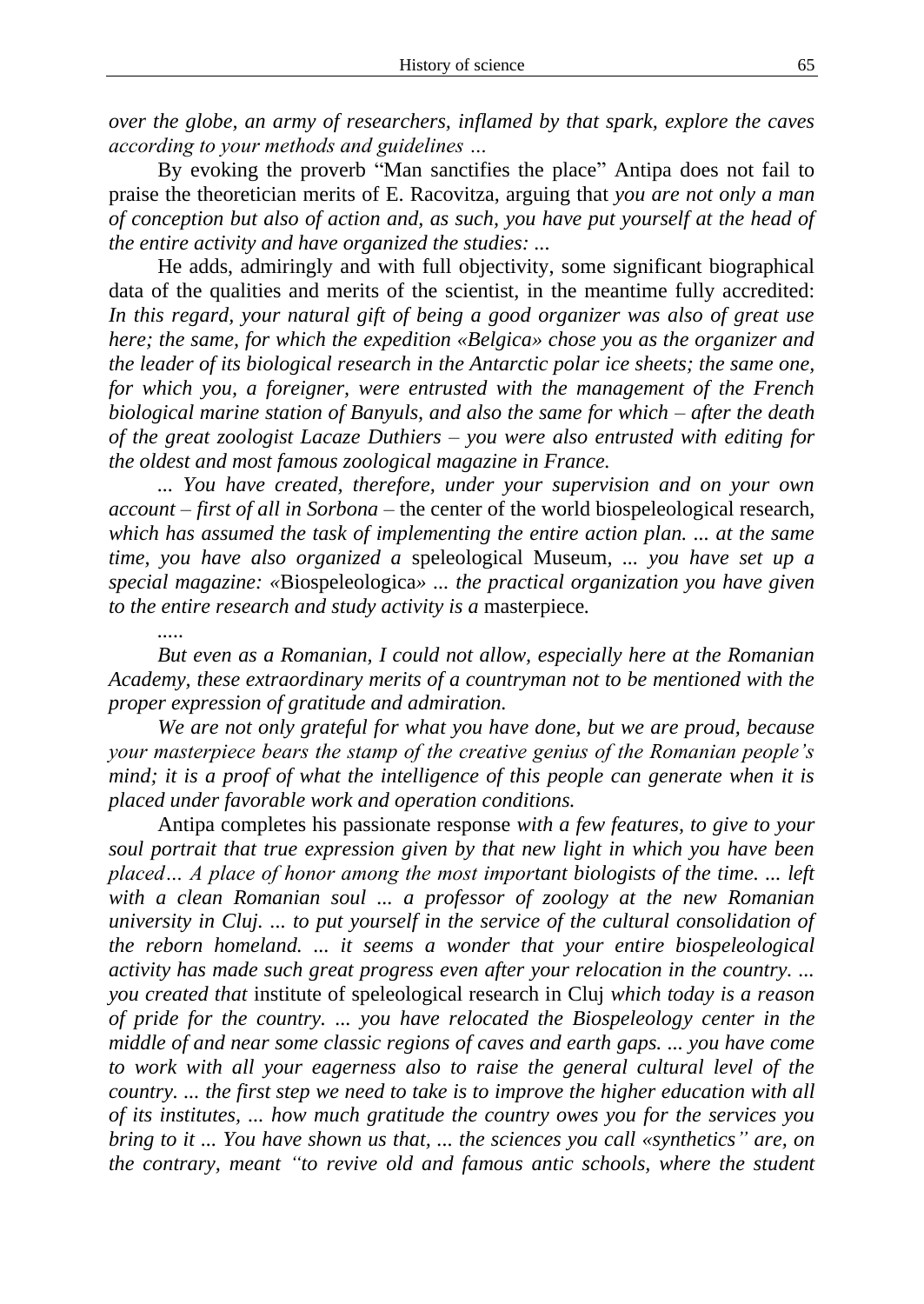*over the globe, an army of researchers, inflamed by that spark, explore the caves according to your methods and guidelines …*

By evoking the proverb "Man sanctifies the place" Antipa does not fail to praise the theoretician merits of E. Racovitza, arguing that *you are not only a man of conception but also of action and, as such, you have put yourself at the head of the entire activity and have organized the studies: ...*

He adds, admiringly and with full objectivity, some significant biographical data of the qualities and merits of the scientist, in the meantime fully accredited: *In this regard, your natural gift of being a good organizer was also of great use here; the same, for which the expedition «Belgica» chose you as the organizer and the leader of its biological research in the Antarctic polar ice sheets; the same one, for which you, a foreigner, were entrusted with the management of the French biological marine station of Banyuls, and also the same for which – after the death of the great zoologist Lacaze Duthiers – you were also entrusted with editing for the oldest and most famous zoological magazine in France.*

*... You have created, therefore, under your supervision and on your own account – first of all in Sorbona –* the center of the world biospeleological research, *which has assumed the task of implementing the entire action plan. ... at the same time, you have also organized a* speleological Museum, *... you have set up a special magazine: «*Biospeleologica*» ... the practical organization you have given to the entire research and study activity is a* masterpiece.

*.....*

*But even as a Romanian, I could not allow, especially here at the Romanian Academy, these extraordinary merits of a countryman not to be mentioned with the proper expression of gratitude and admiration.*

*We are not only grateful for what you have done, but we are proud, because your masterpiece bears the stamp of the creative genius of the Romanian people's mind; it is a proof of what the intelligence of this people can generate when it is placed under favorable work and operation conditions.*

Antipa completes his passionate response *with a few features, to give to your soul portrait that true expression given by that new light in which you have been placed… A place of honor among the most important biologists of the time. ... left with a clean Romanian soul ... a professor of zoology at the new Romanian university in Cluj. ... to put yourself in the service of the cultural consolidation of the reborn homeland. ... it seems a wonder that your entire biospeleological activity has made such great progress even after your relocation in the country. ... you created that* institute of speleological research in Cluj *which today is a reason of pride for the country. ... you have relocated the Biospeleology center in the middle of and near some classic regions of caves and earth gaps. ... you have come to work with all your eagerness also to raise the general cultural level of the country. ... the first step we need to take is to improve the higher education with all of its institutes, ... how much gratitude the country owes you for the services you bring to it ... You have shown us that, ... the sciences you call «synthetics" are, on the contrary, meant "to revive old and famous antic schools, where the student*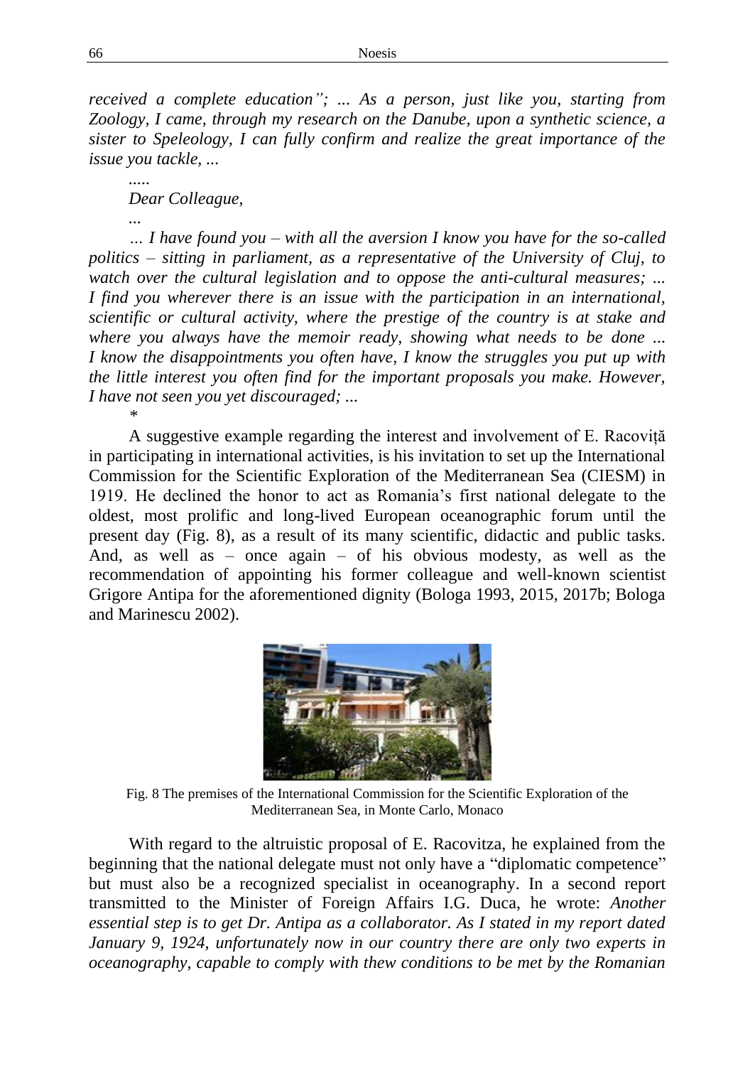*received a complete education"; ... As a person, just like you, starting from Zoology, I came, through my research on the Danube, upon a synthetic science, a sister to Speleology, I can fully confirm and realize the great importance of the issue you tackle, ...*

*.....*

*Dear Colleague,*

*...*

*... I have found you – with all the aversion I know you have for the so-called politics – sitting in parliament, as a representative of the University of Cluj, to watch over the cultural legislation and to oppose the anti-cultural measures; ... I find you wherever there is an issue with the participation in an international, scientific or cultural activity, where the prestige of the country is at stake and where you always have the memoir ready, showing what needs to be done ... I know the disappointments you often have, I know the struggles you put up with the little interest you often find for the important proposals you make. However, I have not seen you yet discouraged; ...*

*

A suggestive example regarding the interest and involvement of E. Racoviță in participating in international activities, is his invitation to set up the International Commission for the Scientific Exploration of the Mediterranean Sea (CIESM) in 1919. He declined the honor to act as Romania's first national delegate to the oldest, most prolific and long-lived European oceanographic forum until the present day (Fig. 8), as a result of its many scientific, didactic and public tasks. And, as well as – once again – of his obvious modesty, as well as the recommendation of appointing his former colleague and well-known scientist Grigore Antipa for the aforementioned dignity (Bologa 1993, 2015, 2017b; Bologa and Marinescu 2002).

Fig. 8 The premises of the International Commission for the Scientific Exploration of the Mediterranean Sea, in Monte Carlo, Monaco

With regard to the altruistic proposal of E. Racovitza, he explained from the beginning that the national delegate must not only have a "diplomatic competence" but must also be a recognized specialist in oceanography. In a second report transmitted to the Minister of Foreign Affairs I.G. Duca, he wrote: *Another essential step is to get Dr. Antipa as a collaborator. As I stated in my report dated January 9, 1924, unfortunately now in our country there are only two experts in oceanography, capable to comply with thew conditions to be met by the Romanian*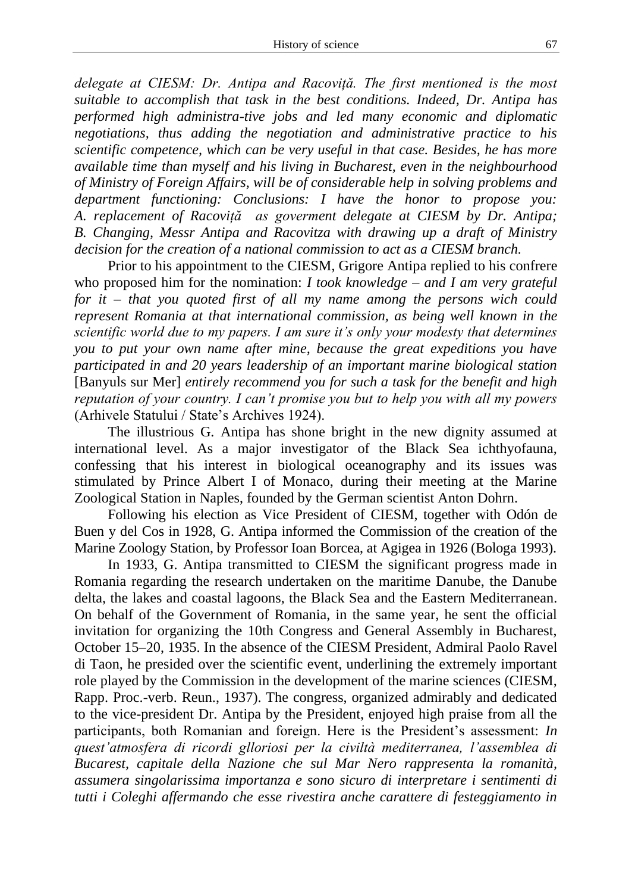*delegate at CIESM: Dr. Antipa and Racoviță. The first mentioned is the most suitable to accomplish that task in the best conditions. Indeed, Dr. Antipa has performed high administra-tive jobs and led many economic and diplomatic negotiations, thus adding the negotiation and administrative practice to his scientific competence, which can be very useful in that case. Besides, he has more available time than myself and his living in Bucharest, even in the neighbourhood of Ministry of Foreign Affairs, will be of considerable help in solving problems and department functioning: Conclusions: I have the honor to propose you: A. replacement of Racoviță as goverment delegate at CIESM by Dr. Antipa; B. Changing, Messr Antipa and Racovitza with drawing up a draft of Ministry decision for the creation of a national commission to act as a CIESM branch.*

Prior to his appointment to the CIESM, Grigore Antipa replied to his confrere who proposed him for the nomination: *I took knowledge – and I am very grateful for it – that you quoted first of all my name among the persons wich could represent Romania at that international commission, as being well known in the scientific world due to my papers. I am sure it's only your modesty that determines you to put your own name after mine, because the great expeditions you have participated in and 20 years leadership of an important marine biological station* [Banyuls sur Mer] *entirely recommend you for such a task for the benefit and high reputation of your country. I can't promise you but to help you with all my powers* (Arhivele Statului / State's Archives 1924).

The illustrious G. Antipa has shone bright in the new dignity assumed at international level. As a major investigator of the Black Sea ichthyofauna, confessing that his interest in biological oceanography and its issues was stimulated by Prince Albert I of Monaco, during their meeting at the Marine Zoological Station in Naples, founded by the German scientist Anton Dohrn.

Following his election as Vice President of CIESM, together with Odón de Buen y del Cos in 1928, G. Antipa informed the Commission of the creation of the Marine Zoology Station, by Professor Ioan Borcea, at Agigea in 1926 (Bologa 1993).

In 1933, G. Antipa transmitted to CIESM the significant progress made in Romania regarding the research undertaken on the maritime Danube, the Danube delta, the lakes and coastal lagoons, the Black Sea and the Eastern Mediterranean. On behalf of the Government of Romania, in the same year, he sent the official invitation for organizing the 10th Congress and General Assembly in Bucharest, October 15–20, 1935. In the absence of the CIESM President, Admiral Paolo Ravel di Taon, he presided over the scientific event, underlining the extremely important role played by the Commission in the development of the marine sciences (CIESM, Rapp. Proc.-verb. Reun., 1937). The congress, organized admirably and dedicated to the vice-president Dr. Antipa by the President, enjoyed high praise from all the participants, both Romanian and foreign. Here is the President's assessment: *In quest'atmosfera di ricordi glloriosi per la civiltà mediterranea, l'assemblea di Bucarest, capitale della Nazione che sul Mar Nero rappresenta la romanità, assumera singolarissima importanza e sono sicuro di interpretare i sentimenti di tutti i Coleghi affermando che esse rivestira anche carattere di festeggiamento in*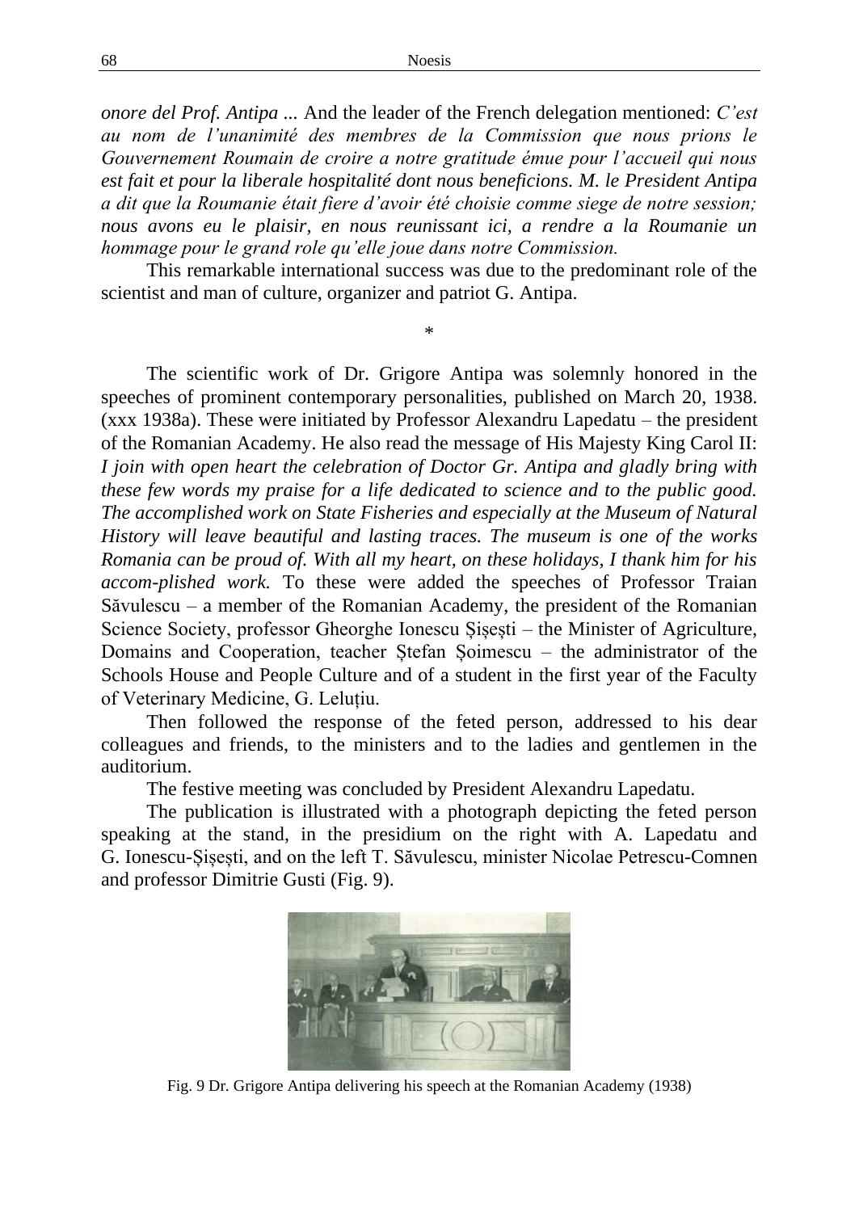*onore del Prof. Antipa ...* And the leader of the French delegation mentioned: *C'est au nom de l'unanimité des membres de la Commission que nous prions le Gouvernement Roumain de croire a notre gratitude émue pour l'accueil qui nous est fait et pour la liberale hospitalité dont nous beneficions. M. le President Antipa a dit que la Roumanie était fiere d'avoir été choisie comme siege de notre session; nous avons eu le plaisir, en nous reunissant ici, a rendre a la Roumanie un hommage pour le grand role qu'elle joue dans notre Commission.*

This remarkable international success was due to the predominant role of the scientist and man of culture, organizer and patriot G. Antipa.

*

The scientific work of Dr. Grigore Antipa was solemnly honored in the speeches of prominent contemporary personalities, published on March 20, 1938. (xxx 1938a). These were initiated by Professor Alexandru Lapedatu – the president of the Romanian Academy. He also read the message of His Majesty King Carol II: *I join with open heart the celebration of Doctor Gr. Antipa and gladly bring with these few words my praise for a life dedicated to science and to the public good. The accomplished work on State Fisheries and especially at the Museum of Natural History will leave beautiful and lasting traces. The museum is one of the works Romania can be proud of. With all my heart, on these holidays, I thank him for his accom-plished work.* To these were added the speeches of Professor Traian Săvulescu – a member of the Romanian Academy, the president of the Romanian Science Society, professor Gheorghe Ionescu Șișești – the Minister of Agriculture, Domains and Cooperation, teacher Ștefan Șoimescu – the administrator of the Schools House and People Culture and of a student in the first year of the Faculty of Veterinary Medicine, G. Leluțiu.

Then followed the response of the feted person, addressed to his dear colleagues and friends, to the ministers and to the ladies and gentlemen in the auditorium.

The festive meeting was concluded by President Alexandru Lapedatu.

The publication is illustrated with a photograph depicting the feted person speaking at the stand, in the presidium on the right with A. Lapedatu and G. Ionescu-Șișești, and on the left T. Săvulescu, minister Nicolae Petrescu-Comnen and professor Dimitrie Gusti (Fig. 9).

Fig. 9 Dr. Grigore Antipa delivering his speech at the Romanian Academy (1938)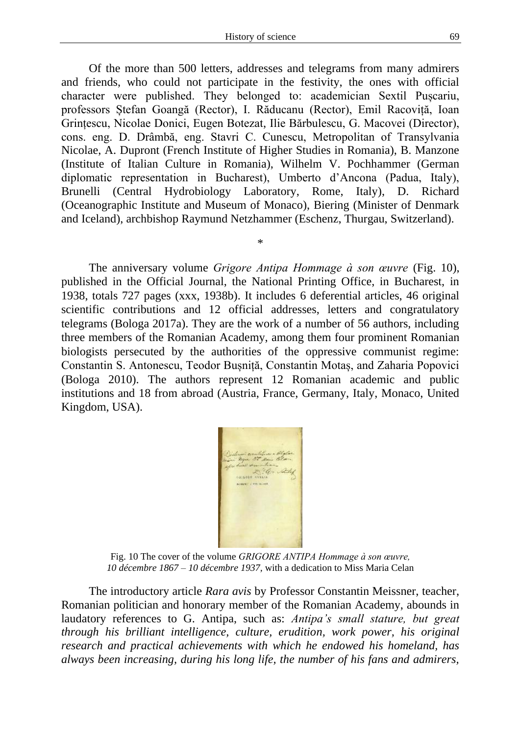Of the more than 500 letters, addresses and telegrams from many admirers and friends, who could not participate in the festivity, the ones with official character were published. They belonged to: academician Sextil Pușcariu, professors Ștefan Goangă (Rector), I. Răducanu (Rector), Emil Racoviță, Ioan Grințescu, Nicolae Donici, Eugen Botezat, Ilie Bărbulescu, G. Macovei (Director), cons. eng. D. Drâmbă, eng. Stavri C. Cunescu, Metropolitan of Transylvania Nicolae, A. Dupront (French Institute of Higher Studies in Romania), B. Manzone (Institute of Italian Culture in Romania), Wilhelm V. Pochhammer (German diplomatic representation in Bucharest), Umberto d'Ancona (Padua, Italy), Brunelli (Central Hydrobiology Laboratory, Rome, Italy), D. Richard (Oceanographic Institute and Museum of Monaco), Biering (Minister of Denmark and Iceland), archbishop Raymund Netzhammer (Eschenz, Thurgau, Switzerland).

\*

The anniversary volume *Grigore Antipa Hommage à son œuvre* (Fig. 10), published in the Official Journal, the National Printing Office, in Bucharest, in 1938, totals 727 pages (xxx, 1938b). It includes 6 deferential articles, 46 original scientific contributions and 12 official addresses, letters and congratulatory telegrams (Bologa 2017a). They are the work of a number of 56 authors, including three members of the Romanian Academy, among them four prominent Romanian biologists persecuted by the authorities of the oppressive communist regime: Constantin S. Antonescu, Teodor Bușniță, Constantin Motaș, and Zaharia Popovici (Bologa 2010). The authors represent 12 Romanian academic and public institutions and 18 from abroad (Austria, France, Germany, Italy, Monaco, United Kingdom, USA).

Fig. 10 The cover of the volume *GRIGORE ANTIPA Hommage à son œuvre, 10 décembre 1867 – 10 décembre 1937*, with a dedication to Miss Maria Celan

The introductory article *Rara avis* by Professor Constantin Meissner, teacher, Romanian politician and honorary member of the Romanian Academy, abounds in laudatory references to G. Antipa, such as: *Antipa's small stature, but great through his brilliant intelligence, culture, erudition, work power, his original research and practical achievements with which he endowed his homeland, has always been increasing, during his long life, the number of his fans and admirers,*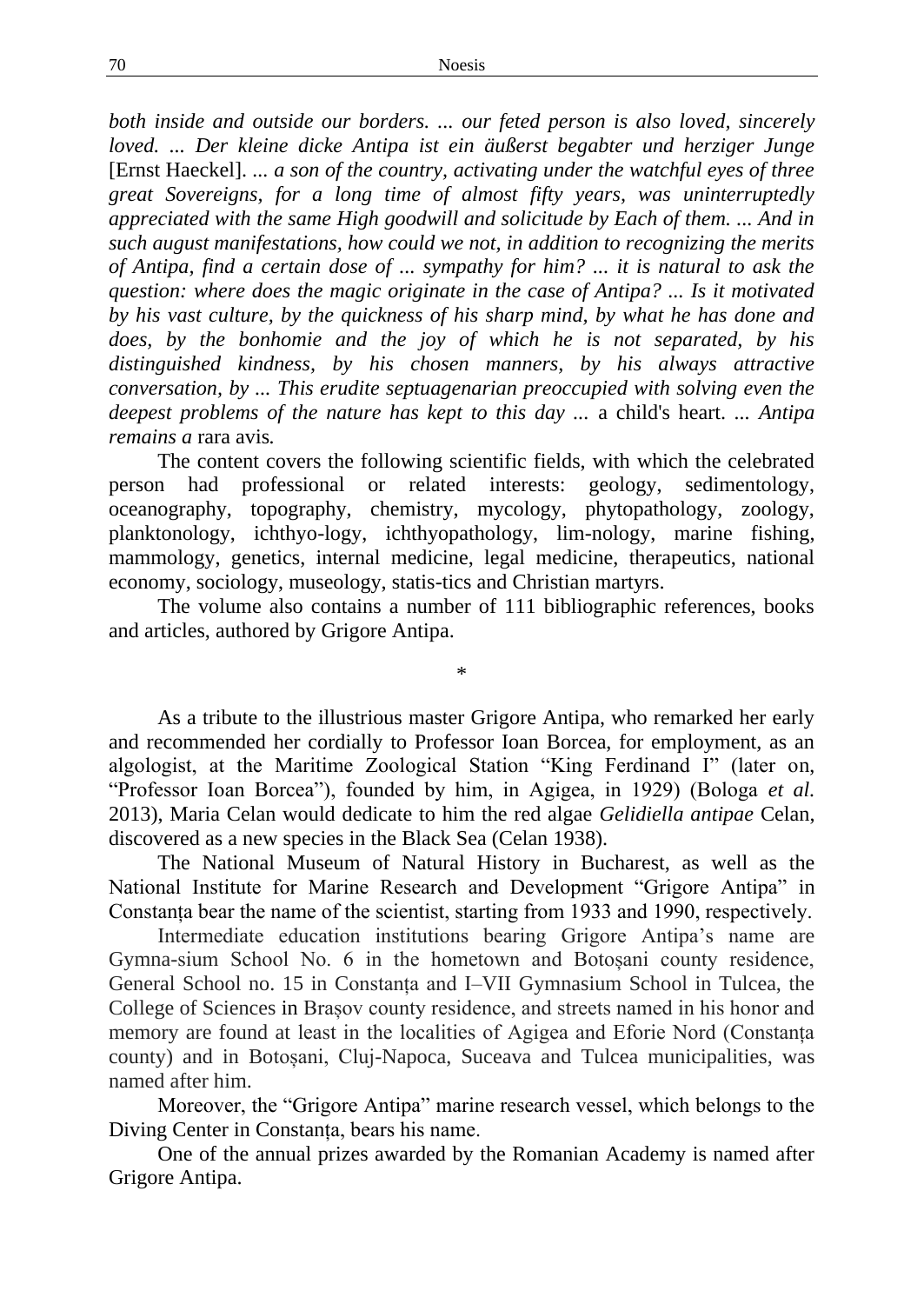*both inside and outside our borders. ... our feted person is also loved, sincerely loved. ... Der kleine dicke Antipa ist ein äußerst begabter und herziger Junge* [Ernst Haeckel]. *... a son of the country, activating under the watchful eyes of three great Sovereigns, for a long time of almost fifty years, was uninterruptedly appreciated with the same High goodwill and solicitude by Each of them. ... And in such august manifestations, how could we not, in addition to recognizing the merits of Antipa, find a certain dose of ... sympathy for him? ... it is natural to ask the question: where does the magic originate in the case of Antipa? ... Is it motivated by his vast culture, by the quickness of his sharp mind, by what he has done and does, by the bonhomie and the joy of which he is not separated, by his distinguished kindness, by his chosen manners, by his always attractive conversation, by ... This erudite septuagenarian preoccupied with solving even the deepest problems of the nature has kept to this day ...* a child's heart. *... Antipa remains a* rara avis*.*

The content covers the following scientific fields, with which the celebrated person had professional or related interests: geology, sedimentology, oceanography, topography, chemistry, mycology, phytopathology, zoology, planktonology, ichthyo-logy, ichthyopathology, lim-nology, marine fishing, mammology, genetics, internal medicine, legal medicine, therapeutics, national economy, sociology, museology, statis-tics and Christian martyrs.

The volume also contains a number of 111 bibliographic references, books and articles, authored by Grigore Antipa.

*

As a tribute to the illustrious master Grigore Antipa, who remarked her early and recommended her cordially to Professor Ioan Borcea, for employment, as an algologist, at the Maritime Zoological Station "King Ferdinand I" (later on, "Professor Ioan Borcea"), founded by him, in Agigea, in 1929) (Bologa *et al.* 2013), Maria Celan would dedicate to him the red algae *Gelidiella antipae* Celan, discovered as a new species in the Black Sea (Celan 1938).

The National Museum of Natural History in Bucharest, as well as the National Institute for Marine Research and Development "Grigore Antipa" in Constanța bear the name of the scientist, starting from 1933 and 1990, respectively.

Intermediate education institutions bearing Grigore Antipa's name are Gymna-sium School No. 6 in the hometown and Botoșani county residence, General School no. 15 in Constanța and I–VII Gymnasium School in Tulcea, the College of Sciences in Brașov county residence, and streets named in his honor and memory are found at least in the localities of Agigea and Eforie Nord (Constanța county) and in Botoșani, Cluj-Napoca, Suceava and Tulcea municipalities, was named after him.

Moreover, the "Grigore Antipa" marine research vessel, which belongs to the Diving Center in Constanța, bears his name.

One of the annual prizes awarded by the Romanian Academy is named after Grigore Antipa.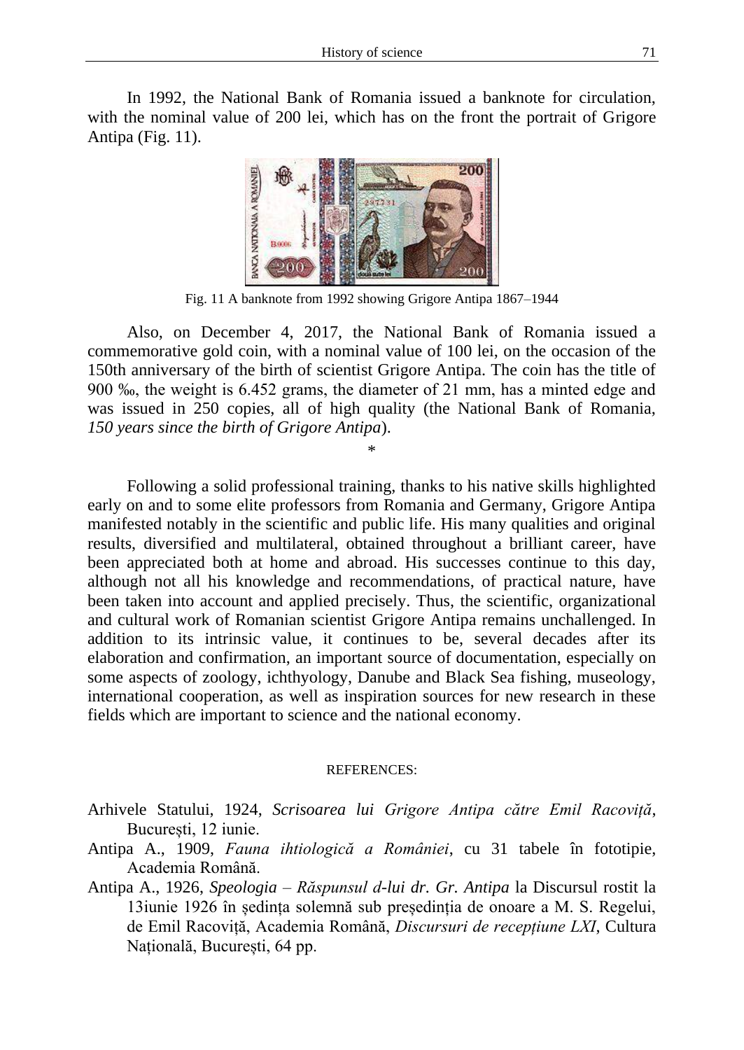In 1992, the National Bank of Romania issued a banknote for circulation, with the nominal value of 200 lei, which has on the front the portrait of Grigore Antipa (Fig. 11).

Fig. 11 A banknote from 1992 showing Grigore Antipa 1867–1944

Also, on December 4, 2017, the National Bank of Romania issued a commemorative gold coin, with a nominal value of 100 lei, on the occasion of the 150th anniversary of the birth of scientist Grigore Antipa. The coin has the title of 900 ‰, the weight is 6.452 grams, the diameter of 21 mm, has a minted edge and was issued in 250 copies, all of high quality (the National Bank of Romania, *150 years since the birth of Grigore Antipa*).

*

Following a solid professional training, thanks to his native skills highlighted early on and to some elite professors from Romania and Germany, Grigore Antipa manifested notably in the scientific and public life. His many qualities and original results, diversified and multilateral, obtained throughout a brilliant career, have been appreciated both at home and abroad. His successes continue to this day, although not all his knowledge and recommendations, of practical nature, have been taken into account and applied precisely. Thus, the scientific, organizational and cultural work of Romanian scientist Grigore Antipa remains unchallenged. In addition to its intrinsic value, it continues to be, several decades after its elaboration and confirmation, an important source of documentation, especially on some aspects of zoology, ichthyology, Danube and Black Sea fishing, museology, international cooperation, as well as inspiration sources for new research in these fields which are important to science and the national economy.

REFERENCES:

Arhivele Statului, 1924, *Scrisoarea lui Grigore Antipa către Emil Racoviță*, București, 12 iunie.

Antipa A., 1909, *Fauna ihtiologică a României*, cu 31 tabele în fototipie, Academia Română.

Antipa A., 1926, *Speologia – Răspunsul d-lui dr. Gr. Antipa* la Discursul rostit la 13iunie 1926 în ședința solemnă sub președinția de onoare a M. S. Regelui, de Emil Racoviță, Academia Română, *Discursuri de recepțiune LXI*, Cultura Națională, București, 64 pp.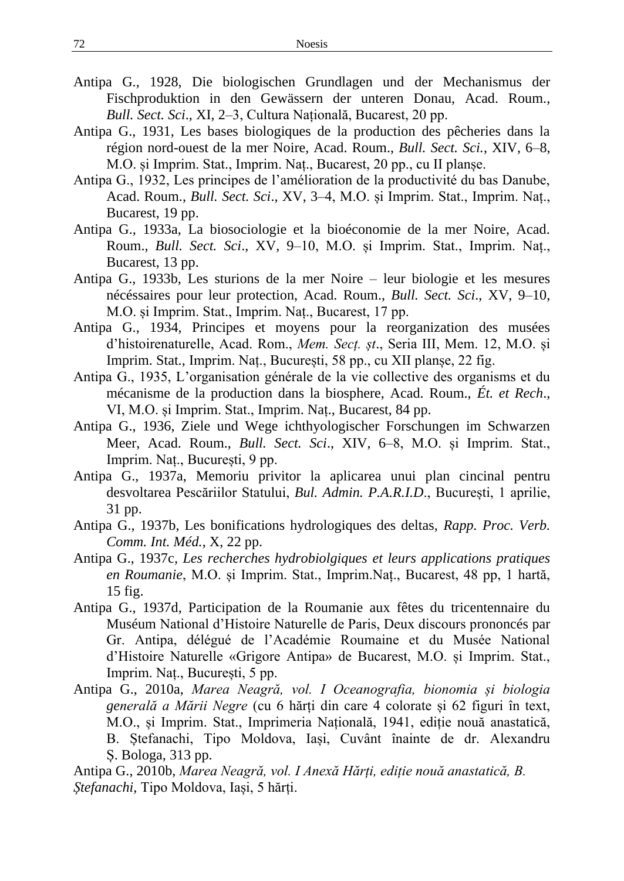Antipa G., 1928, Die biologischen Grundlagen und der Mechanismus der Fischproduktion in den Gewässern der unteren Donau, Acad. Roum., *Bull. Sect. Sci*., XI, 2–3, Cultura Națională, Bucarest, 20 pp.

Antipa G., 1931, Les bases biologiques de la production des pêcheries dans la région nord-ouest de la mer Noire, Acad. Roum., *Bull. Sect. Sci.*, XIV, 6–8, M.O. și Imprim. Stat., Imprim. Naț., Bucarest, 20 pp., cu II planșe.

Antipa G., 1932, Les principes de l'amélioration de la productivité du bas Danube, Acad. Roum., *Bull. Sect. Sci*., XV, 3–4, M.O. și Imprim. Stat., Imprim. Naț., Bucarest, 19 pp.

Antipa G., 1933a, La biosociologie et la bioéconomie de la mer Noire, Acad. Roum., *Bull. Sect. Sci*., XV, 9–10, M.O. și Imprim. Stat., Imprim. Naț., Bucarest, 13 pp.

Antipa G., 1933b, Les sturions de la mer Noire – leur biologie et les mesures nécéssaires pour leur protection, Acad. Roum., *Bull. Sect. Sci*., XV, 9–10, M.O. și Imprim. Stat., Imprim. Naț., Bucarest, 17 pp.

Antipa G., 1934, Principes et moyens pour la reorganization des musées d'histoirenaturelle, Acad. Rom., *Mem. Secț. șt*., Seria III, Mem. 12, M.O. și Imprim. Stat., Imprim. Naț., București, 58 pp., cu XII planșe, 22 fig.

Antipa G., 1935, L'organisation générale de la vie collective des organisms et du mécanisme de la production dans la biosphere, Acad. Roum., *Ét. et Rech*., VI, M.O. și Imprim. Stat., Imprim. Naț., Bucarest, 84 pp.

Antipa G., 1936, Ziele und Wege ichthyologischer Forschungen im Schwarzen Meer, Acad. Roum., *Bull. Sect. Sci*., XIV, 6–8, M.O. și Imprim. Stat., Imprim. Naț., București, 9 pp.

Antipa G., 1937a, Memoriu privitor la aplicarea unui plan cincinal pentru desvoltarea Pescăriilor Statului, *Bul. Admin. P.A.R.I.D*., București, 1 aprilie, 31 pp.

Antipa G., 1937b, Les bonifications hydrologiques des deltas, *Rapp. Proc. Verb. Comm. Int. Méd.*, X, 22 pp.

Antipa G., 1937c, *Les recherches hydrobiolgiques et leurs applications pratiques en Roumanie*, M.O. și Imprim. Stat., Imprim.Naț., Bucarest, 48 pp, 1 hartă, 15 fig.

Antipa G., 1937d, Participation de la Roumanie aux fêtes du tricentennaire du Muséum National d'Histoire Naturelle de Paris, Deux discours prononcés par Gr. Antipa, délégué de l'Académie Roumaine et du Musée National d'Histoire Naturelle «Grigore Antipa» de Bucarest, M.O. și Imprim. Stat., Imprim. Naț., București, 5 pp.

Antipa G., 2010a, *Marea Neagră, vol. I Oceanografia, bionomia și biologia generală a Mării Negre* (cu 6 hărți din care 4 colorate și 62 figuri în text, M.O., și Imprim. Stat., Imprimeria Națională, 1941, ediție nouă anastatică, B. Ștefanachi, Tipo Moldova, Iași, Cuvânt înainte de dr. Alexandru Ș. Bologa, 313 pp.

Antipa G., 2010b, *Marea Neagră, vol. I Anexă Hărți, ediție nouă anastatică, B. Ștefanachi*, Tipo Moldova, Iași, 5 hărți.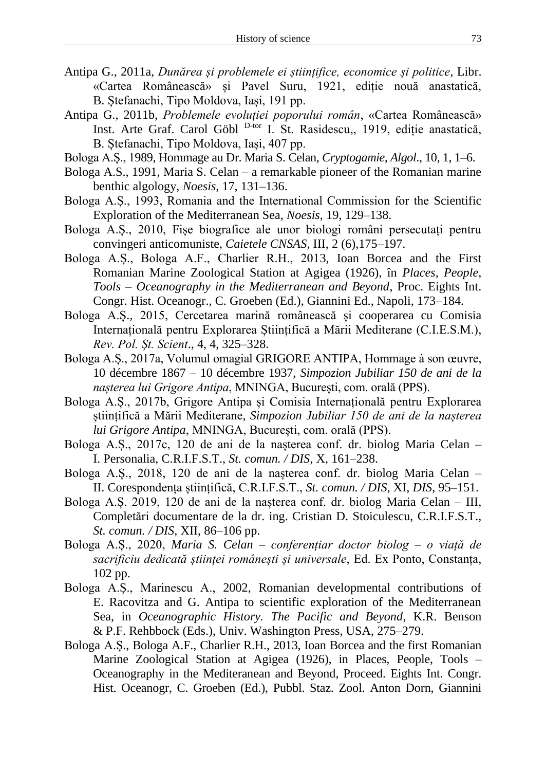Antipa G., 2011a, *Dunărea și problemele ei științifice, economice și politice*, Libr. «Cartea Românească» și Pavel Suru, 1921, ediție nouă anastatică, B. Ștefanachi, Tipo Moldova, Iași, 191 pp.

Antipa G., 2011b, *Problemele evoluției poporului român*, «Cartea Românească» Inst. Arte Graf. Carol Göbl D-tor I. St. Rasidescu,, 1919, ediție anastatică, B. Ștefanachi, Tipo Moldova, Iași, 407 pp.

Bologa A.Ș., 1989, Hommage au Dr. Maria S. Celan, *Cryptogamie, Algol*., 10, 1, 1–6.

Bologa A.S., 1991, Maria S. Celan – a remarkable pioneer of the Romanian marine benthic algology, *Noesis*, 17, 131–136.

Bologa A.Ș., 1993, Romania and the International Commission for the Scientific Exploration of the Mediterranean Sea, *Noesis*, 19, 129–138.

Bologa A.Ș., 2010, Fișe biografice ale unor biologi români persecutați pentru convingeri anticomuniste, *Caietele CNSAS*, III, 2 (6),175–197.

Bologa A.Ș., Bologa A.F., Charlier R.H., 2013, Ioan Borcea and the First Romanian Marine Zoological Station at Agigea (1926), în *Places, People, Tools – Oceanography in the Mediterranean and Beyond*, Proc. Eights Int. Congr. Hist. Oceanogr., C. Groeben (Ed.), Giannini Ed., Napoli, 173–184.

Bologa A.Ș., 2015, Cercetarea marină românească și cooperarea cu Comisia Internațională pentru Explorarea Științifică a Mării Mediterane (C.I.E.S.M.), *Rev. Pol. Șt. Scient*., 4, 4, 325–328.

Bologa A.Ș., 2017a, Volumul omagial GRIGORE ANTIPA, Hommage à son œuvre, 10 décembre 1867 – 10 décembre 1937, *Simpozion Jubiliar 150 de ani de la nașterea lui Grigore Antipa*, MNINGA, București, com. orală (PPS).

Bologa A.Ș., 2017b, Grigore Antipa și Comisia Internațională pentru Explorarea științifică a Mării Mediterane, *Simpozion Jubiliar 150 de ani de la nașterea lui Grigore Antipa*, MNINGA, București, com. orală (PPS).

Bologa A.Ș., 2017c, 120 de ani de la nașterea conf. dr. biolog Maria Celan – I. Personalia, C.R.I.F.S.T., *St. comun. / DIS*, X, 161–238.

Bologa A.Ș., 2018, 120 de ani de la nașterea conf. dr. biolog Maria Celan – II. Corespondența științifică, C.R.I.F.S.T., *St. comun. / DIS*, XI, *DIS*, 95–151.

Bologa A.Ș. 2019, 120 de ani de la nașterea conf. dr. biolog Maria Celan – III, Completări documentare de la dr. ing. Cristian D. Stoiculescu, C.R.I.F.S.T., *St. comun. / DIS*, XII, 86–106 pp.

Bologa A.Ș., 2020, *Maria S. Celan – conferențiar doctor biolog – o viață de sacrificiu dedicată științei românești și universale*, Ed. Ex Ponto, Constanța, 102 pp.

Bologa A.Ș., Marinescu A., 2002, Romanian developmental contributions of E. Racovitza and G. Antipa to scientific exploration of the Mediterranean Sea, in *Oceanographic History. The Pacific and Beyond*, K.R. Benson & P.F. Rehbbock (Eds.), Univ. Washington Press, USA, 275–279.

Bologa A.Ș., Bologa A.F., Charlier R.H., 2013, Ioan Borcea and the first Romanian Marine Zoological Station at Agigea (1926), in Places, People, Tools – Oceanography in the Mediteranean and Beyond, Proceed. Eights Int. Congr. Hist. Oceanogr, C. Groeben (Ed.), Pubbl. Staz. Zool. Anton Dorn, Giannini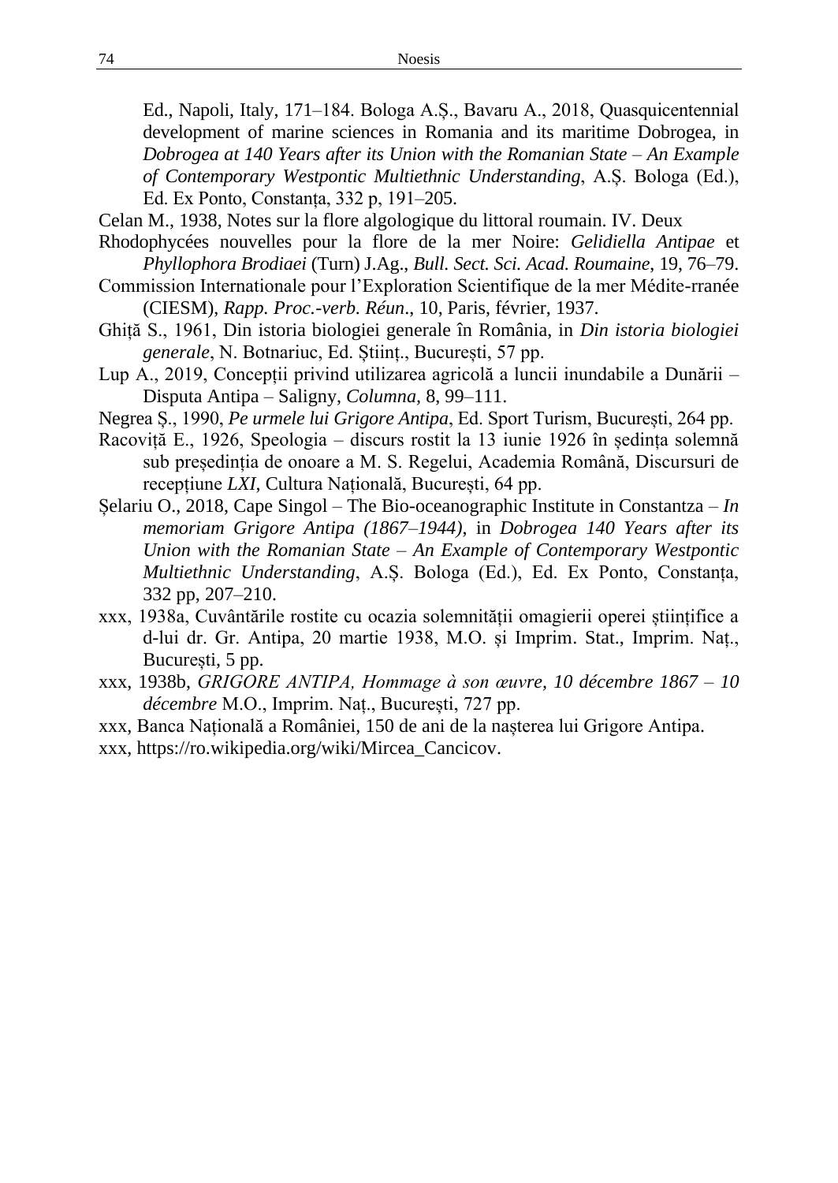Ed., Napoli, Italy, 171–184. Bologa A.Ș., Bavaru A., 2018, Quasquicentennial development of marine sciences in Romania and its maritime Dobrogea, in *Dobrogea at 140 Years after its Union with the Romanian State – An Example of Contemporary Westpontic Multiethnic Understanding*, A.Ș. Bologa (Ed.), Ed. Ex Ponto, Constanța, 332 p, 191–205.

Celan M., 1938, Notes sur la flore algologique du littoral roumain. IV. Deux Rhodophycées nouvelles pour la flore de la mer Noire: *Gelidiella Antipae* et *Phyllophora Brodiaei* (Turn) J.Ag., *Bull. Sect. Sci. Acad. Roumaine*, 19, 76–79.

Commission Internationale pour l'Exploration Scientifique de la mer Médite-rranée (CIESM), *Rapp. Proc.-verb. Réun*., 10, Paris, février, 1937.

Ghiță S., 1961, Din istoria biologiei generale în România, in *Din istoria biologiei generale*, N. Botnariuc, Ed. Științ., București, 57 pp.

Lup A., 2019, Concepții privind utilizarea agricolă a luncii inundabile a Dunării – Disputa Antipa – Saligny, *Columna,* 8, 99–111.

Negrea Ș., 1990, *Pe urmele lui Grigore Antipa*, Ed. Sport Turism, București, 264 pp.

Racoviță E., 1926, Speologia – discurs rostit la 13 iunie 1926 în ședința solemnă sub președinția de onoare a M. S. Regelui, Academia Română, Discursuri de recepțiune *LXI*, Cultura Națională, București, 64 pp.

Șelariu O., 2018, Cape Singol – The Bio-oceanographic Institute in Constantza – *In memoriam Grigore Antipa (1867–1944)*, in *Dobrogea 140 Years after its Union with the Romanian State – An Example of Contemporary Westpontic Multiethnic Understanding*, A.Ș. Bologa (Ed.), Ed. Ex Ponto, Constanța, 332 pp, 207–210.

xxx, 1938a, Cuvântările rostite cu ocazia solemnității omagierii operei științifice a d-lui dr. Gr. Antipa, 20 martie 1938, M.O. și Imprim. Stat., Imprim. Naț., București, 5 pp.

xxx, 1938b, *GRIGORE ANTIPA, Hommage à son œuvre, 10 décembre 1867 – 10 décembre* M.O., Imprim. Naț., București, 727 pp.

xxx, Banca Națională a României, 150 de ani de la nașterea lui Grigore Antipa.

xxx, https://ro.wikipedia.org/wiki/Mircea_Cancicov.